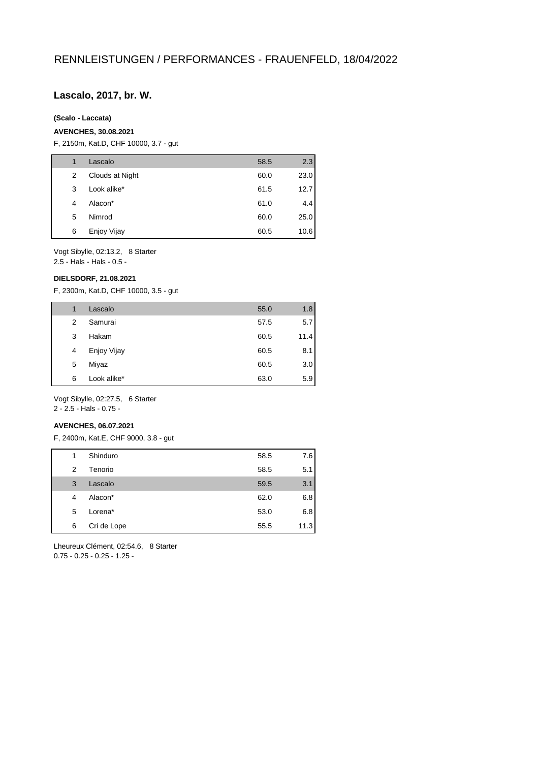# RENNLEISTUNGEN / PERFORMANCES - FRAUENFELD, 18/04/2022

## Lascalo, 2017, br. W.

**(Scalo - Laccata)**

**AVENCHES, 30.08.2021**

F, 2150m, Kat.D, CHF 10000, 3.7 - gut

| | | | |
|---|---|---|---|
| 1 | Lascalo | 58.5 | 2.3 |
| 2 | Clouds at Night | 60.0 | 23.0 |
| 3 | Look alike* | 61.5 | 12.7 |
| 4 | Alacon* | 61.0 | 4.4 |
| 5 | Nimrod | 60.0 | 25.0 |
| 6 | Enjoy Vijay | 60.5 | 10.6 |

Vogt Sibylle, 02:13.2, 8 Starter
2.5 - Hals - Hals - 0.5 -

**DIELSDORF, 21.08.2021**

F, 2300m, Kat.D, CHF 10000, 3.5 - gut

| | | | |
|---|---|---|---|
| 1 | Lascalo | 55.0 | 1.8 |
| 2 | Samurai | 57.5 | 5.7 |
| 3 | Hakam | 60.5 | 11.4 |
| 4 | Enjoy Vijay | 60.5 | 8.1 |
| 5 | Miyaz | 60.5 | 3.0 |
| 6 | Look alike* | 63.0 | 5.9 |

Vogt Sibylle, 02:27.5, 6 Starter
2 - 2.5 - Hals - 0.75 -

**AVENCHES, 06.07.2021**

F, 2400m, Kat.E, CHF 9000, 3.8 - gut

| | | | |
|---|---|---|---|
| 1 | Shinduro | 58.5 | 7.6 |
| 2 | Tenorio | 58.5 | 5.1 |
| 3 | Lascalo | 59.5 | 3.1 |
| 4 | Alacon* | 62.0 | 6.8 |
| 5 | Lorena* | 53.0 | 6.8 |
| 6 | Cri de Lope | 55.5 | 11.3 |

Lheureux Clément, 02:54.6, 8 Starter
0.75 - 0.25 - 0.25 - 1.25 -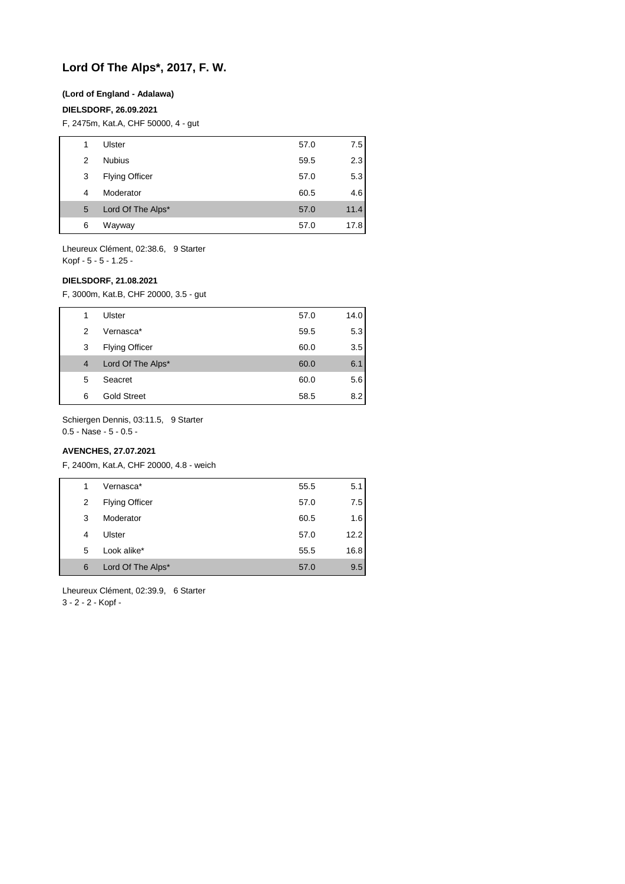# Lord Of The Alps*, 2017, F. W.

**(Lord of England - Adalawa)**

**DIELSDORF, 26.09.2021**

F, 2475m, Kat.A, CHF 50000, 4 - gut

| | | | |
|---|---|---|---|
| 1 | Ulster | 57.0 | 7.5 |
| 2 | Nubius | 59.5 | 2.3 |
| 3 | Flying Officer | 57.0 | 5.3 |
| 4 | Moderator | 60.5 | 4.6 |
| 5 | Lord Of The Alps* | 57.0 | 11.4 |
| 6 | Wayway | 57.0 | 17.8 |

Lheureux Clément, 02:38.6, 9 Starter
Kopf - 5 - 5 - 1.25 -

**DIELSDORF, 21.08.2021**

F, 3000m, Kat.B, CHF 20000, 3.5 - gut

| | | | |
|---|---|---|---|
| 1 | Ulster | 57.0 | 14.0 |
| 2 | Vernasca* | 59.5 | 5.3 |
| 3 | Flying Officer | 60.0 | 3.5 |
| 4 | Lord Of The Alps* | 60.0 | 6.1 |
| 5 | Seacret | 60.0 | 5.6 |
| 6 | Gold Street | 58.5 | 8.2 |

Schiergen Dennis, 03:11.5, 9 Starter
0.5 - Nase - 5 - 0.5 -

**AVENCHES, 27.07.2021**

F, 2400m, Kat.A, CHF 20000, 4.8 - weich

| | | | |
|---|---|---|---|
| 1 | Vernasca* | 55.5 | 5.1 |
| 2 | Flying Officer | 57.0 | 7.5 |
| 3 | Moderator | 60.5 | 1.6 |
| 4 | Ulster | 57.0 | 12.2 |
| 5 | Look alike* | 55.5 | 16.8 |
| 6 | Lord Of The Alps* | 57.0 | 9.5 |

Lheureux Clément, 02:39.9, 6 Starter
3 - 2 - 2 - Kopf -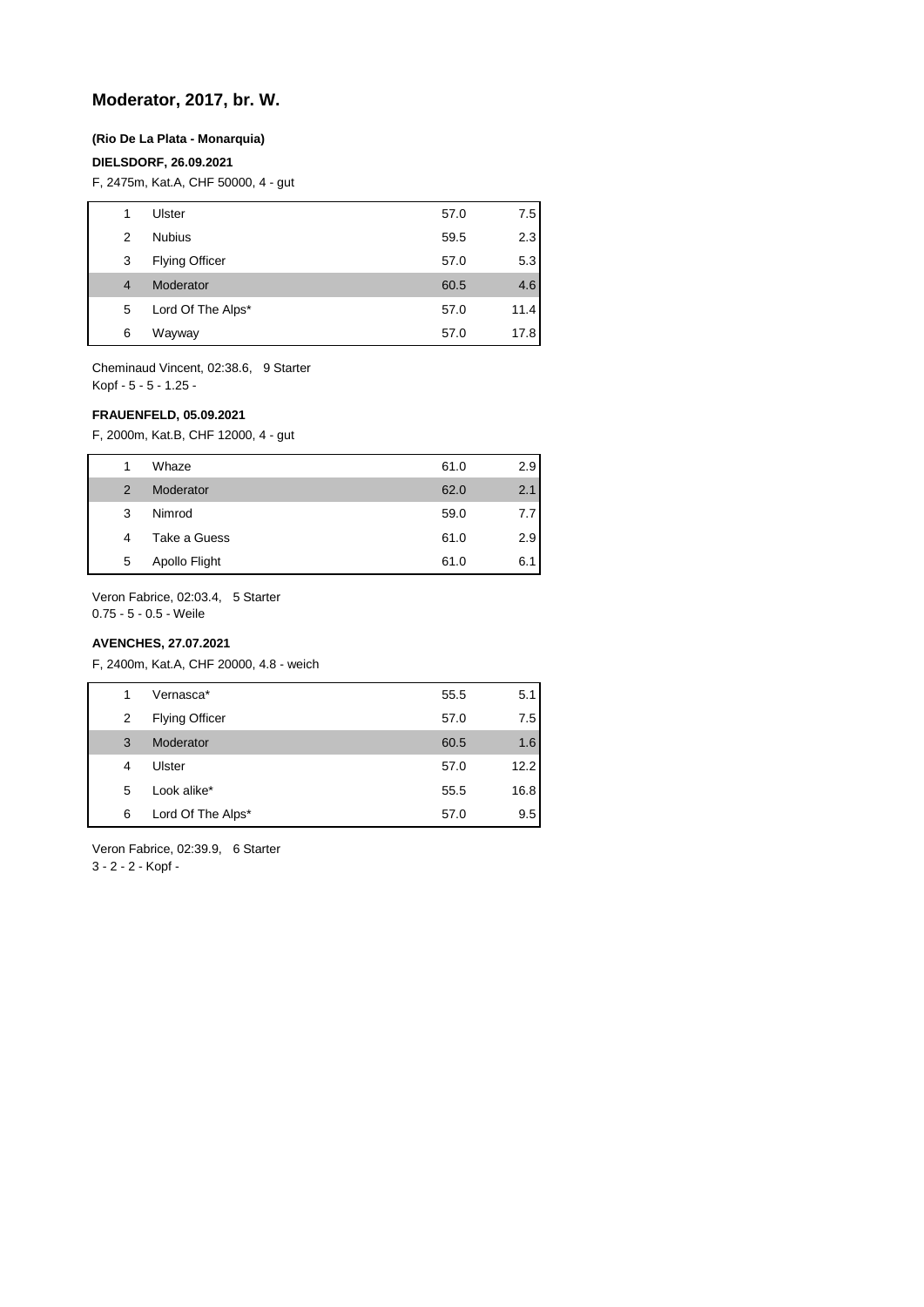# Moderator, 2017, br. W.

**(Rio De La Plata - Monarquia)**

**DIELSDORF, 26.09.2021**

F, 2475m, Kat.A, CHF 50000, 4 - gut

| | | | |
|---|---|---|---|
| 1 | Ulster | 57.0 | 7.5 |
| 2 | Nubius | 59.5 | 2.3 |
| 3 | Flying Officer | 57.0 | 5.3 |
| 4 | Moderator | 60.5 | 4.6 |
| 5 | Lord Of The Alps* | 57.0 | 11.4 |
| 6 | Wayway | 57.0 | 17.8 |

Cheminaud Vincent, 02:38.6, 9 Starter
Kopf - 5 - 5 - 1.25 -

**FRAUENFELD, 05.09.2021**

F, 2000m, Kat.B, CHF 12000, 4 - gut

| | | | |
|---|---|---|---|
| 1 | Whaze | 61.0 | 2.9 |
| 2 | Moderator | 62.0 | 2.1 |
| 3 | Nimrod | 59.0 | 7.7 |
| 4 | Take a Guess | 61.0 | 2.9 |
| 5 | Apollo Flight | 61.0 | 6.1 |

Veron Fabrice, 02:03.4, 5 Starter
0.75 - 5 - 0.5 - Weile

**AVENCHES, 27.07.2021**

F, 2400m, Kat.A, CHF 20000, 4.8 - weich

| | | | |
|---|---|---|---|
| 1 | Vernasca* | 55.5 | 5.1 |
| 2 | Flying Officer | 57.0 | 7.5 |
| 3 | Moderator | 60.5 | 1.6 |
| 4 | Ulster | 57.0 | 12.2 |
| 5 | Look alike* | 55.5 | 16.8 |
| 6 | Lord Of The Alps* | 57.0 | 9.5 |

Veron Fabrice, 02:39.9, 6 Starter
3 - 2 - 2 - Kopf -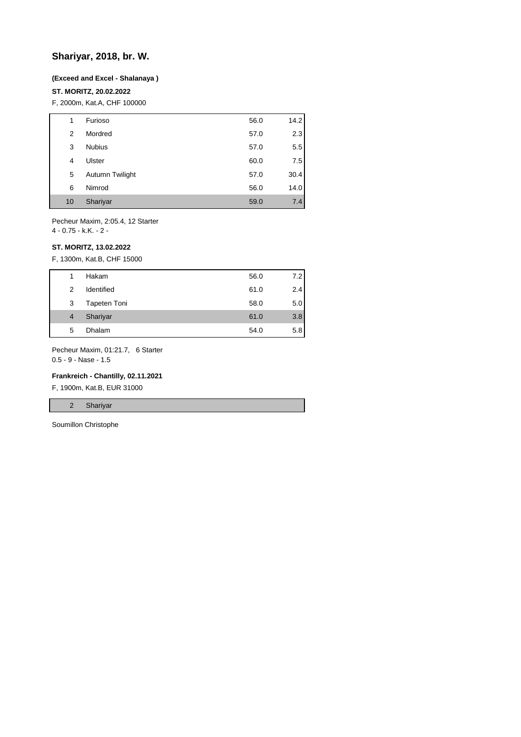## Shariyar, 2018, br. W.

**(Exceed and Excel - Shalanaya )**

**ST. MORITZ, 20.02.2022**

F, 2000m, Kat.A, CHF 100000

| | | | |
|---|---|---|---|
| 1 | Furioso | 56.0 | 14.2 |
| 2 | Mordred | 57.0 | 2.3 |
| 3 | Nubius | 57.0 | 5.5 |
| 4 | Ulster | 60.0 | 7.5 |
| 5 | Autumn Twilight | 57.0 | 30.4 |
| 6 | Nimrod | 56.0 | 14.0 |
| 10 | Shariyar | 59.0 | 7.4 |

Pecheur Maxim, 2:05.4, 12 Starter
4 - 0.75 - k.K. - 2 -

**ST. MORITZ, 13.02.2022**

F, 1300m, Kat.B, CHF 15000

| | | | |
|---|---|---|---|
| 1 | Hakam | 56.0 | 7.2 |
| 2 | Identified | 61.0 | 2.4 |
| 3 | Tapeten Toni | 58.0 | 5.0 |
| 4 | Shariyar | 61.0 | 3.8 |
| 5 | Dhalam | 54.0 | 5.8 |

Pecheur Maxim, 01:21.7, 6 Starter
0.5 - 9 - Nase - 1.5

**Frankreich - Chantilly, 02.11.2021**

F, 1900m, Kat.B, EUR 31000

| | |
|---|---|
| 2 | Shariyar |

Soumillon Christophe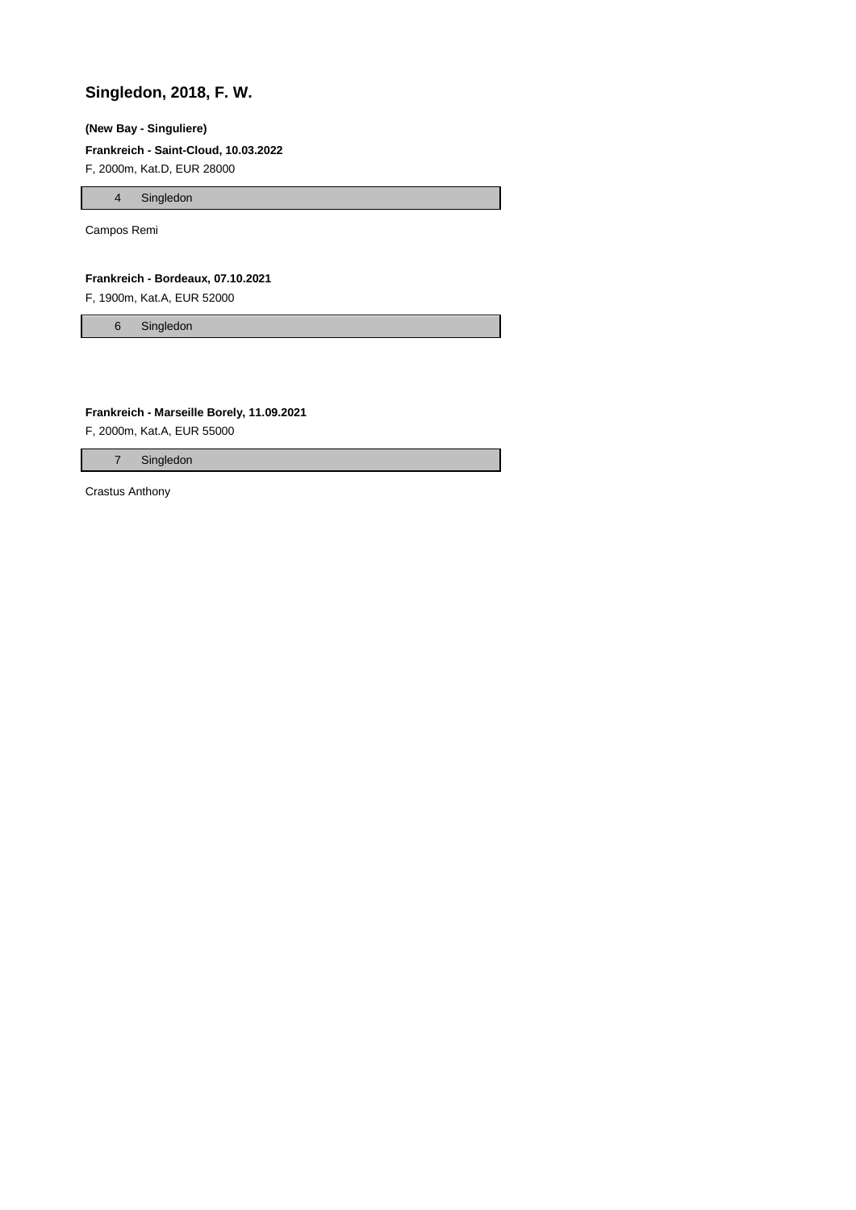## Singledon, 2018, F. W.

**(New Bay - Singuliere)**

**Frankreich - Saint-Cloud, 10.03.2022**

F, 2000m, Kat.D, EUR 28000

| 4 | Singledon |
|---|---|

Campos Remi

**Frankreich - Bordeaux, 07.10.2021**

F, 1900m, Kat.A, EUR 52000

| 6 | Singledon |
|---|---|

**Frankreich - Marseille Borely, 11.09.2021**

F, 2000m, Kat.A, EUR 55000

| 7 | Singledon |
|---|---|

Crastus Anthony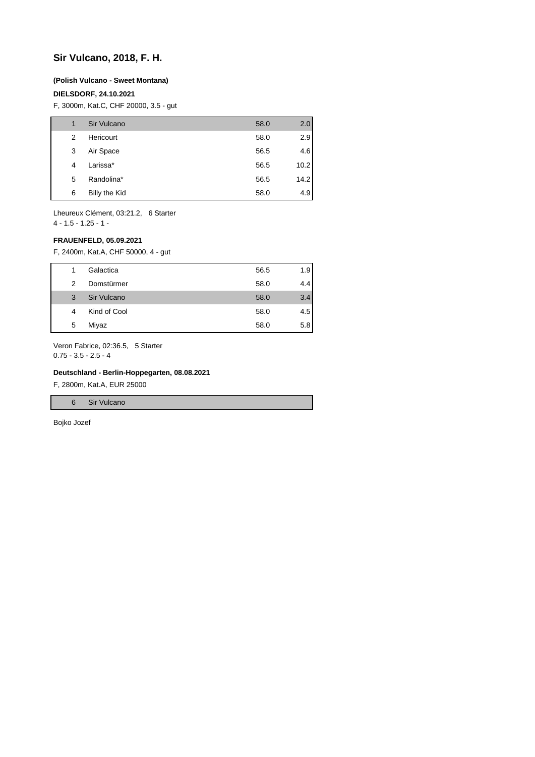## Sir Vulcano, 2018, F. H.

**(Polish Vulcano - Sweet Montana)**

**DIELSDORF, 24.10.2021**

F, 3000m, Kat.C, CHF 20000, 3.5 - gut

| | | | |
|---|---|---|---|
| 1 | Sir Vulcano | 58.0 | 2.0 |
| 2 | Hericourt | 58.0 | 2.9 |
| 3 | Air Space | 56.5 | 4.6 |
| 4 | Larissa* | 56.5 | 10.2 |
| 5 | Randolina* | 56.5 | 14.2 |
| 6 | Billy the Kid | 58.0 | 4.9 |

Lheureux Clément, 03:21.2, 6 Starter
4 - 1.5 - 1.25 - 1 -

**FRAUENFELD, 05.09.2021**

F, 2400m, Kat.A, CHF 50000, 4 - gut

| | | | |
|---|---|---|---|
| 1 | Galactica | 56.5 | 1.9 |
| 2 | Domstürmer | 58.0 | 4.4 |
| 3 | Sir Vulcano | 58.0 | 3.4 |
| 4 | Kind of Cool | 58.0 | 4.5 |
| 5 | Miyaz | 58.0 | 5.8 |

Veron Fabrice, 02:36.5, 5 Starter
0.75 - 3.5 - 2.5 - 4

**Deutschland - Berlin-Hoppegarten, 08.08.2021**

F, 2800m, Kat.A, EUR 25000

| | |
|---|---|
| 6 | Sir Vulcano |

Bojko Jozef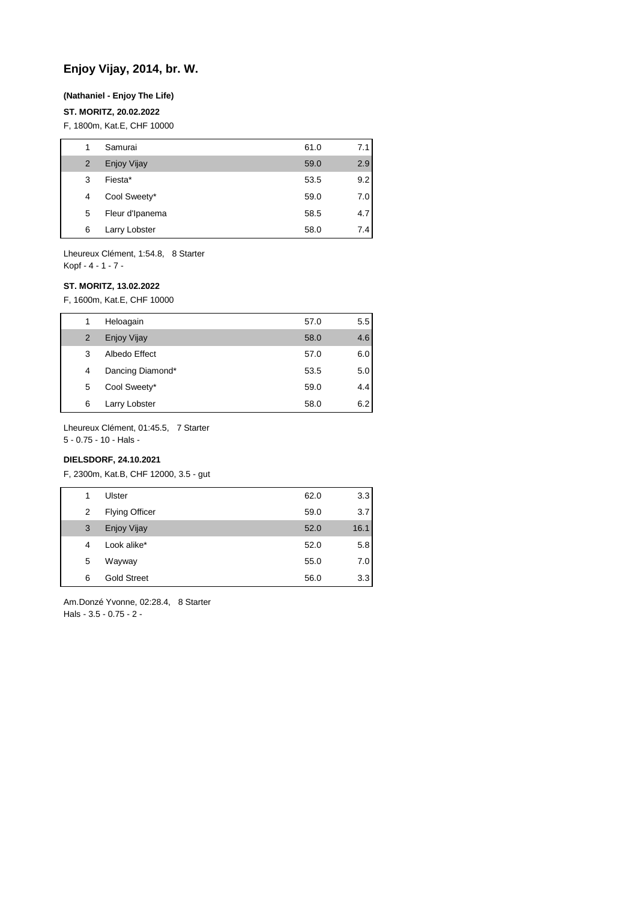## Enjoy Vijay, 2014, br. W.

**(Nathaniel - Enjoy The Life)**

**ST. MORITZ, 20.02.2022**

F, 1800m, Kat.E, CHF 10000

| | | | |
|---|---|---|---|
| 1 | Samurai | 61.0 | 7.1 |
| 2 | Enjoy Vijay | 59.0 | 2.9 |
| 3 | Fiesta* | 53.5 | 9.2 |
| 4 | Cool Sweety* | 59.0 | 7.0 |
| 5 | Fleur d'Ipanema | 58.5 | 4.7 |
| 6 | Larry Lobster | 58.0 | 7.4 |

Lheureux Clément, 1:54.8, 8 Starter
Kopf - 4 - 1 - 7 -

**ST. MORITZ, 13.02.2022**

F, 1600m, Kat.E, CHF 10000

| | | | |
|---|---|---|---|
| 1 | Heloagain | 57.0 | 5.5 |
| 2 | Enjoy Vijay | 58.0 | 4.6 |
| 3 | Albedo Effect | 57.0 | 6.0 |
| 4 | Dancing Diamond* | 53.5 | 5.0 |
| 5 | Cool Sweety* | 59.0 | 4.4 |
| 6 | Larry Lobster | 58.0 | 6.2 |

Lheureux Clément, 01:45.5, 7 Starter
5 - 0.75 - 10 - Hals -

**DIELSDORF, 24.10.2021**

F, 2300m, Kat.B, CHF 12000, 3.5 - gut

| | | | |
|---|---|---|---|
| 1 | Ulster | 62.0 | 3.3 |
| 2 | Flying Officer | 59.0 | 3.7 |
| 3 | Enjoy Vijay | 52.0 | 16.1 |
| 4 | Look alike* | 52.0 | 5.8 |
| 5 | Wayway | 55.0 | 7.0 |
| 6 | Gold Street | 56.0 | 3.3 |

Am.Donzé Yvonne, 02:28.4, 8 Starter
Hals - 3.5 - 0.75 - 2 -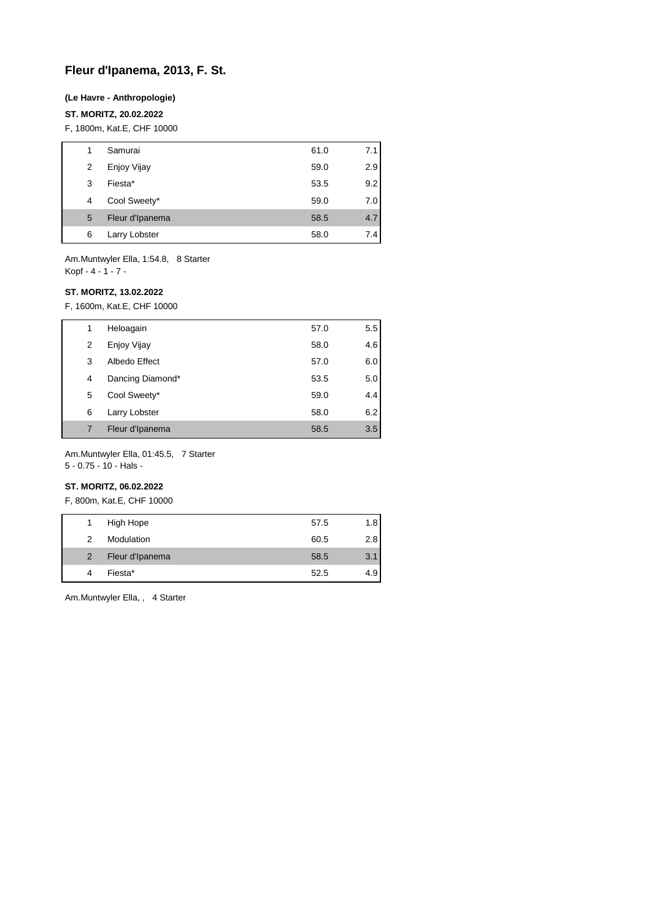# Fleur d'Ipanema, 2013, F. St.

**(Le Havre - Anthropologie)**

**ST. MORITZ, 20.02.2022**

F, 1800m, Kat.E, CHF 10000

| | | | |
|---|---|---|---|
| 1 | Samurai | 61.0 | 7.1 |
| 2 | Enjoy Vijay | 59.0 | 2.9 |
| 3 | Fiesta* | 53.5 | 9.2 |
| 4 | Cool Sweety* | 59.0 | 7.0 |
| 5 | Fleur d'Ipanema | 58.5 | 4.7 |
| 6 | Larry Lobster | 58.0 | 7.4 |

Am.Muntwyler Ella, 1:54.8, 8 Starter
Kopf - 4 - 1 - 7 -

**ST. MORITZ, 13.02.2022**

F, 1600m, Kat.E, CHF 10000

| | | | |
|---|---|---|---|
| 1 | Heloagain | 57.0 | 5.5 |
| 2 | Enjoy Vijay | 58.0 | 4.6 |
| 3 | Albedo Effect | 57.0 | 6.0 |
| 4 | Dancing Diamond* | 53.5 | 5.0 |
| 5 | Cool Sweety* | 59.0 | 4.4 |
| 6 | Larry Lobster | 58.0 | 6.2 |
| 7 | Fleur d'Ipanema | 58.5 | 3.5 |

Am.Muntwyler Ella, 01:45.5, 7 Starter
5 - 0.75 - 10 - Hals -

**ST. MORITZ, 06.02.2022**

F, 800m, Kat.E, CHF 10000

| | | | |
|---|---|---|---|
| 1 | High Hope | 57.5 | 1.8 |
| 2 | Modulation | 60.5 | 2.8 |
| 2 | Fleur d'Ipanema | 58.5 | 3.1 |
| 4 | Fiesta* | 52.5 | 4.9 |

Am.Muntwyler Ella, , 4 Starter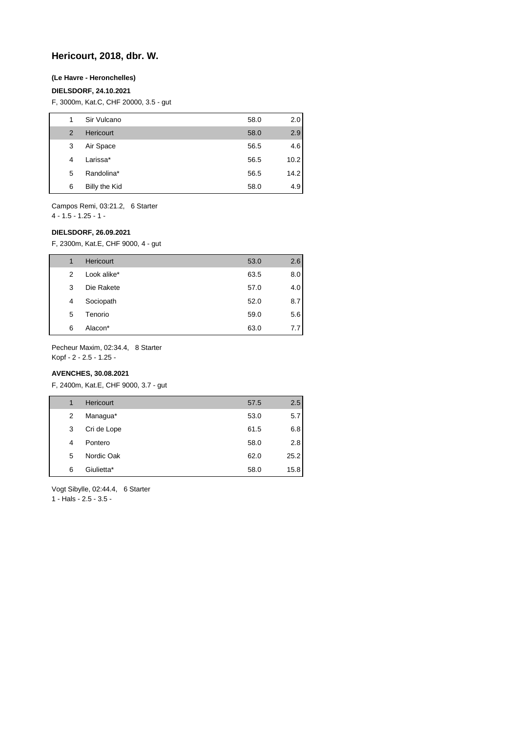# Hericourt, 2018, dbr. W.

**(Le Havre - Heronchelles)**

**DIELSDORF, 24.10.2021**

F, 3000m, Kat.C, CHF 20000, 3.5 - gut

| | | | |
|---|---|---|---|
| 1 | Sir Vulcano | 58.0 | 2.0 |
| 2 | Hericourt | 58.0 | 2.9 |
| 3 | Air Space | 56.5 | 4.6 |
| 4 | Larissa* | 56.5 | 10.2 |
| 5 | Randolina* | 56.5 | 14.2 |
| 6 | Billy the Kid | 58.0 | 4.9 |

Campos Remi, 03:21.2, 6 Starter
4 - 1.5 - 1.25 - 1 -

**DIELSDORF, 26.09.2021**

F, 2300m, Kat.E, CHF 9000, 4 - gut

| | | | |
|---|---|---|---|
| 1 | Hericourt | 53.0 | 2.6 |
| 2 | Look alike* | 63.5 | 8.0 |
| 3 | Die Rakete | 57.0 | 4.0 |
| 4 | Sociopath | 52.0 | 8.7 |
| 5 | Tenorio | 59.0 | 5.6 |
| 6 | Alacon* | 63.0 | 7.7 |

Pecheur Maxim, 02:34.4, 8 Starter
Kopf - 2 - 2.5 - 1.25 -

**AVENCHES, 30.08.2021**

F, 2400m, Kat.E, CHF 9000, 3.7 - gut

| | | | |
|---|---|---|---|
| 1 | Hericourt | 57.5 | 2.5 |
| 2 | Managua* | 53.0 | 5.7 |
| 3 | Cri de Lope | 61.5 | 6.8 |
| 4 | Pontero | 58.0 | 2.8 |
| 5 | Nordic Oak | 62.0 | 25.2 |
| 6 | Giulietta* | 58.0 | 15.8 |

Vogt Sibylle, 02:44.4, 6 Starter
1 - Hals - 2.5 - 3.5 -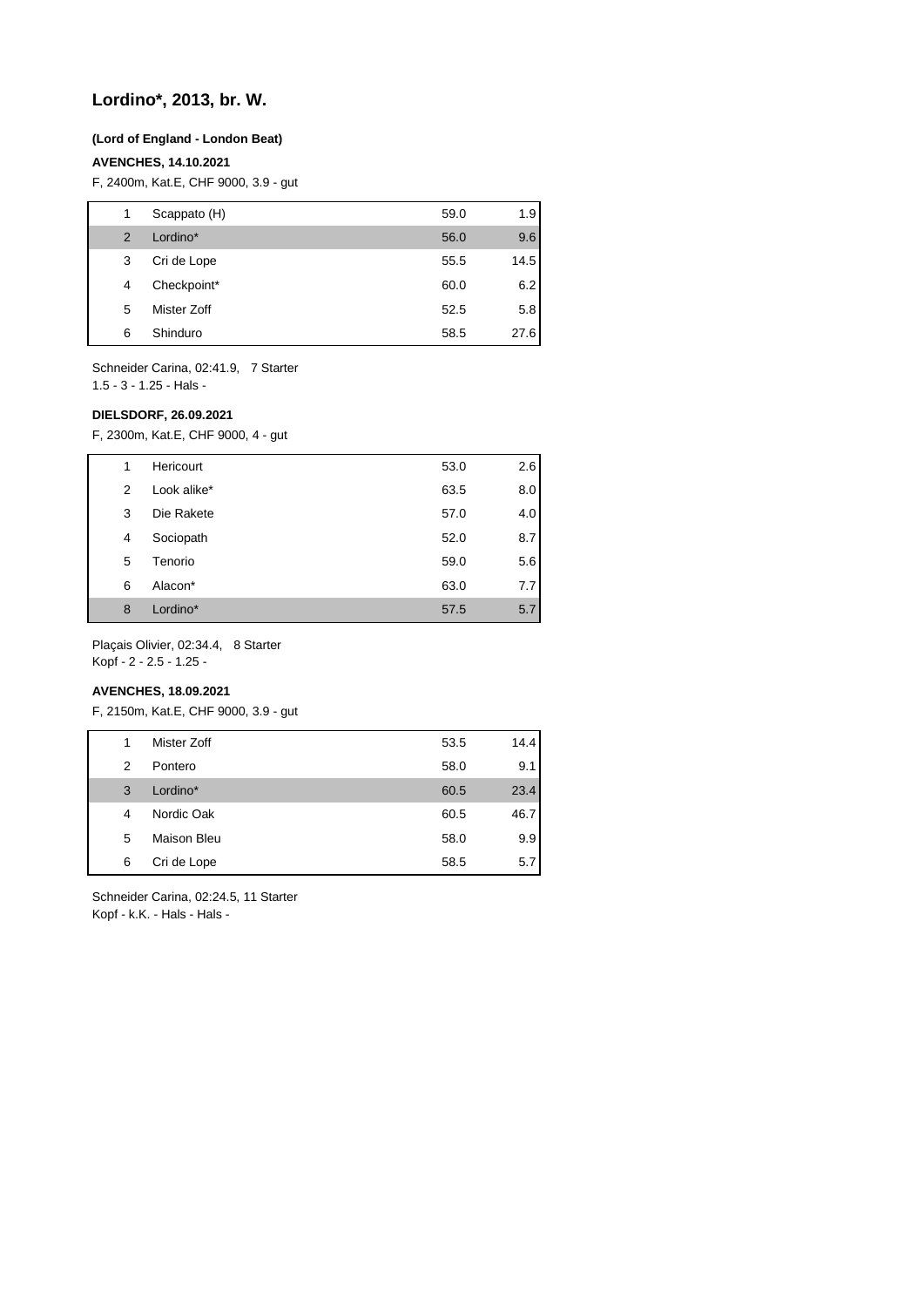# Lordino*, 2013, br. W.

**(Lord of England - London Beat)**

**AVENCHES, 14.10.2021**

F, 2400m, Kat.E, CHF 9000, 3.9 - gut

| | | | |
|---|---|---|---|
| 1 | Scappato (H) | 59.0 | 1.9 |
| 2 | Lordino* | 56.0 | 9.6 |
| 3 | Cri de Lope | 55.5 | 14.5 |
| 4 | Checkpoint* | 60.0 | 6.2 |
| 5 | Mister Zoff | 52.5 | 5.8 |
| 6 | Shinduro | 58.5 | 27.6 |

Schneider Carina, 02:41.9, 7 Starter
1.5 - 3 - 1.25 - Hals -

**DIELSDORF, 26.09.2021**

F, 2300m, Kat.E, CHF 9000, 4 - gut

| | | | |
|---|---|---|---|
| 1 | Hericourt | 53.0 | 2.6 |
| 2 | Look alike* | 63.5 | 8.0 |
| 3 | Die Rakete | 57.0 | 4.0 |
| 4 | Sociopath | 52.0 | 8.7 |
| 5 | Tenorio | 59.0 | 5.6 |
| 6 | Alacon* | 63.0 | 7.7 |
| 8 | Lordino* | 57.5 | 5.7 |

Plaçais Olivier, 02:34.4, 8 Starter
Kopf - 2 - 2.5 - 1.25 -

**AVENCHES, 18.09.2021**

F, 2150m, Kat.E, CHF 9000, 3.9 - gut

| | | | |
|---|---|---|---|
| 1 | Mister Zoff | 53.5 | 14.4 |
| 2 | Pontero | 58.0 | 9.1 |
| 3 | Lordino* | 60.5 | 23.4 |
| 4 | Nordic Oak | 60.5 | 46.7 |
| 5 | Maison Bleu | 58.0 | 9.9 |
| 6 | Cri de Lope | 58.5 | 5.7 |

Schneider Carina, 02:24.5, 11 Starter
Kopf - k.K. - Hals - Hals -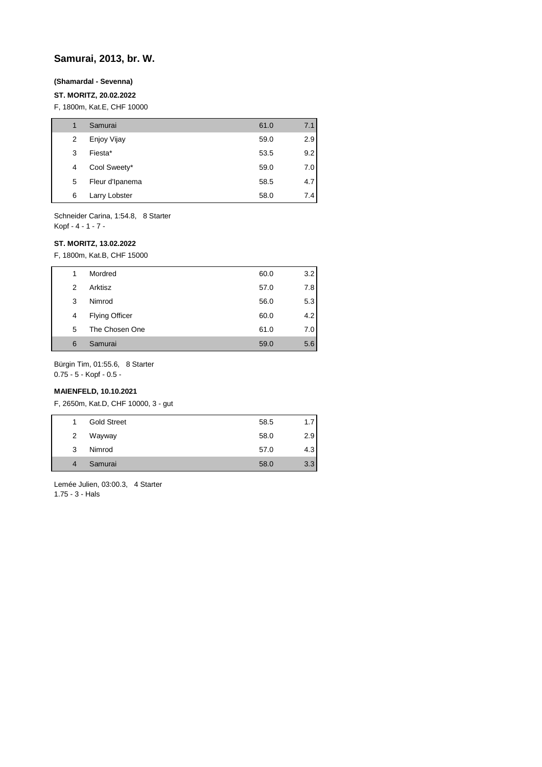## Samurai, 2013, br. W.

**(Shamardal - Sevenna)**

**ST. MORITZ, 20.02.2022**

F, 1800m, Kat.E, CHF 10000

| | | | |
|---|---|---|---|
| 1 | Samurai | 61.0 | 7.1 |
| 2 | Enjoy Vijay | 59.0 | 2.9 |
| 3 | Fiesta* | 53.5 | 9.2 |
| 4 | Cool Sweety* | 59.0 | 7.0 |
| 5 | Fleur d'Ipanema | 58.5 | 4.7 |
| 6 | Larry Lobster | 58.0 | 7.4 |

Schneider Carina, 1:54.8, 8 Starter
Kopf - 4 - 1 - 7 -

**ST. MORITZ, 13.02.2022**

F, 1800m, Kat.B, CHF 15000

| | | | |
|---|---|---|---|
| 1 | Mordred | 60.0 | 3.2 |
| 2 | Arktisz | 57.0 | 7.8 |
| 3 | Nimrod | 56.0 | 5.3 |
| 4 | Flying Officer | 60.0 | 4.2 |
| 5 | The Chosen One | 61.0 | 7.0 |
| 6 | Samurai | 59.0 | 5.6 |

Bürgin Tim, 01:55.6, 8 Starter
0.75 - 5 - Kopf - 0.5 -

**MAIENFELD, 10.10.2021**

F, 2650m, Kat.D, CHF 10000, 3 - gut

| | | | |
|---|---|---|---|
| 1 | Gold Street | 58.5 | 1.7 |
| 2 | Wayway | 58.0 | 2.9 |
| 3 | Nimrod | 57.0 | 4.3 |
| 4 | Samurai | 58.0 | 3.3 |

Lemée Julien, 03:00.3, 4 Starter
1.75 - 3 - Hals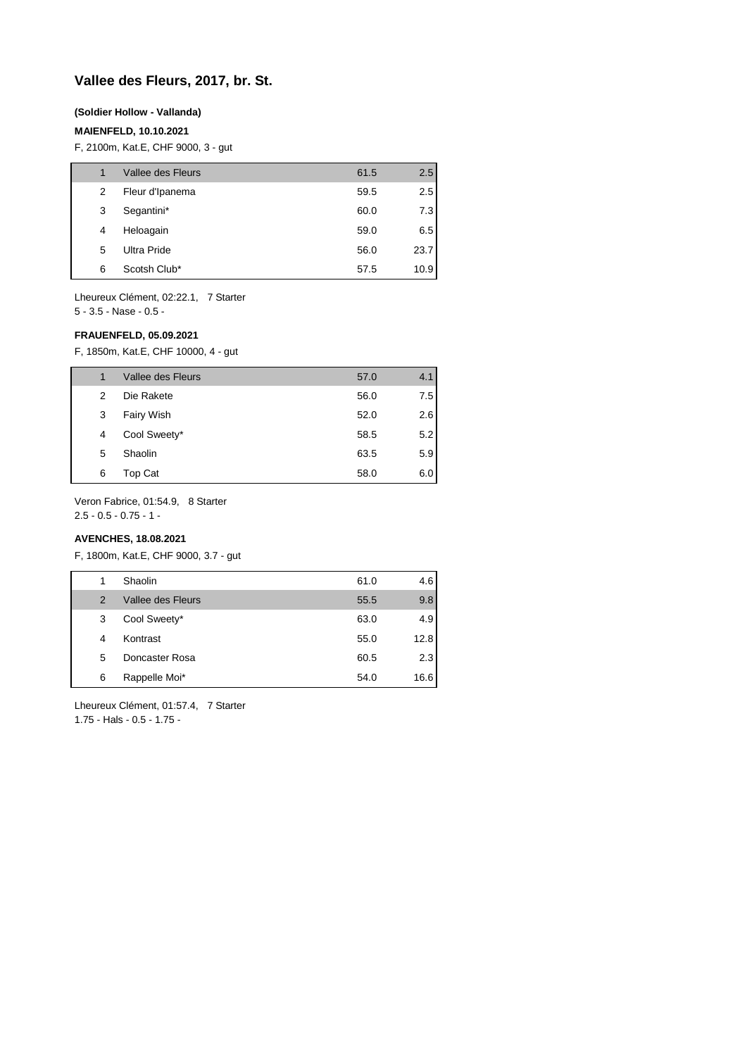# Vallee des Fleurs, 2017, br. St.

**(Soldier Hollow - Vallanda)**

**MAIENFELD, 10.10.2021**

F, 2100m, Kat.E, CHF 9000, 3 - gut

| | | | |
|---|---|---|---|
| 1 | Vallee des Fleurs | 61.5 | 2.5 |
| 2 | Fleur d'Ipanema | 59.5 | 2.5 |
| 3 | Segantini* | 60.0 | 7.3 |
| 4 | Heloagain | 59.0 | 6.5 |
| 5 | Ultra Pride | 56.0 | 23.7 |
| 6 | Scotsh Club* | 57.5 | 10.9 |

Lheureux Clément, 02:22.1, 7 Starter
5 - 3.5 - Nase - 0.5 -

**FRAUENFELD, 05.09.2021**

F, 1850m, Kat.E, CHF 10000, 4 - gut

| | | | |
|---|---|---|---|
| 1 | Vallee des Fleurs | 57.0 | 4.1 |
| 2 | Die Rakete | 56.0 | 7.5 |
| 3 | Fairy Wish | 52.0 | 2.6 |
| 4 | Cool Sweety* | 58.5 | 5.2 |
| 5 | Shaolin | 63.5 | 5.9 |
| 6 | Top Cat | 58.0 | 6.0 |

Veron Fabrice, 01:54.9, 8 Starter
2.5 - 0.5 - 0.75 - 1 -

**AVENCHES, 18.08.2021**

F, 1800m, Kat.E, CHF 9000, 3.7 - gut

| | | | |
|---|---|---|---|
| 1 | Shaolin | 61.0 | 4.6 |
| 2 | Vallee des Fleurs | 55.5 | 9.8 |
| 3 | Cool Sweety* | 63.0 | 4.9 |
| 4 | Kontrast | 55.0 | 12.8 |
| 5 | Doncaster Rosa | 60.5 | 2.3 |
| 6 | Rappelle Moi* | 54.0 | 16.6 |

Lheureux Clément, 01:57.4, 7 Starter
1.75 - Hals - 0.5 - 1.75 -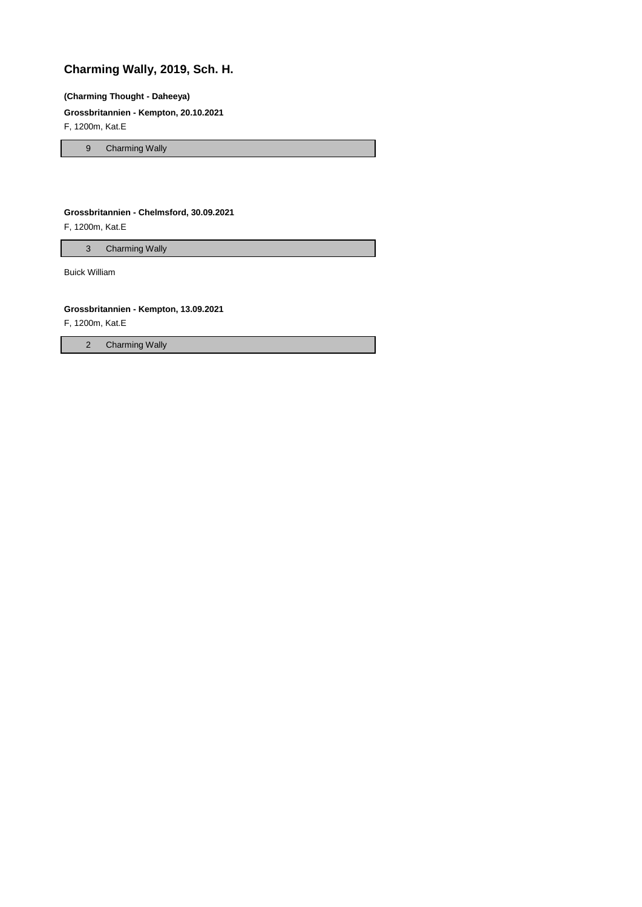## Charming Wally, 2019, Sch. H.

**(Charming Thought - Daheeya)**

**Grossbritannien - Kempton, 20.10.2021**

F, 1200m, Kat.E

| 9 | Charming Wally |
|---|---|

**Grossbritannien - Chelmsford, 30.09.2021**

F, 1200m, Kat.E

| 3 | Charming Wally |
|---|---|

Buick William

**Grossbritannien - Kempton, 13.09.2021**

F, 1200m, Kat.E

| 2 | Charming Wally |
|---|---|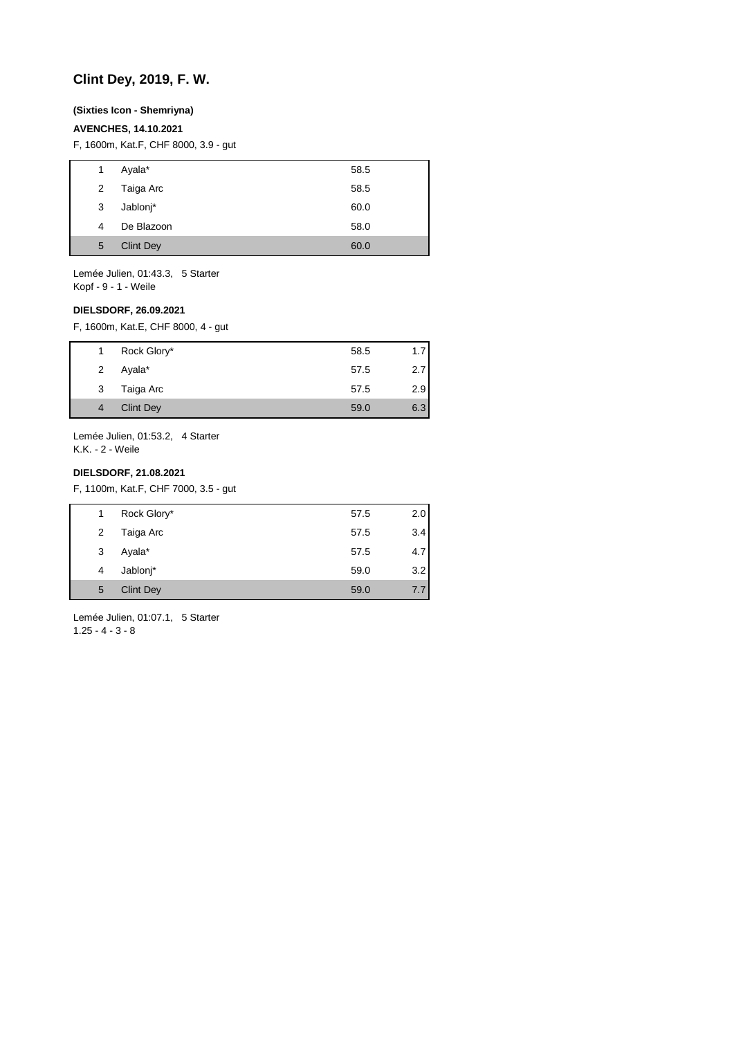## Clint Dey, 2019, F. W.

**(Sixties Icon - Shemriyna)**

**AVENCHES, 14.10.2021**

F, 1600m, Kat.F, CHF 8000, 3.9 - gut

| | | | |
|---|---|---|---|
| 1 | Ayala* | 58.5 | |
| 2 | Taiga Arc | 58.5 | |
| 3 | Jablonj* | 60.0 | |
| 4 | De Blazoon | 58.0 | |
| 5 | Clint Dey | 60.0 | |

Lemée Julien, 01:43.3, 5 Starter
Kopf - 9 - 1 - Weile

**DIELSDORF, 26.09.2021**

F, 1600m, Kat.E, CHF 8000, 4 - gut

| | | | |
|---|---|---|---|
| 1 | Rock Glory* | 58.5 | 1.7 |
| 2 | Ayala* | 57.5 | 2.7 |
| 3 | Taiga Arc | 57.5 | 2.9 |
| 4 | Clint Dey | 59.0 | 6.3 |

Lemée Julien, 01:53.2, 4 Starter
K.K. - 2 - Weile

**DIELSDORF, 21.08.2021**

F, 1100m, Kat.F, CHF 7000, 3.5 - gut

| | | | |
|---|---|---|---|
| 1 | Rock Glory* | 57.5 | 2.0 |
| 2 | Taiga Arc | 57.5 | 3.4 |
| 3 | Ayala* | 57.5 | 4.7 |
| 4 | Jablonj* | 59.0 | 3.2 |
| 5 | Clint Dey | 59.0 | 7.7 |

Lemée Julien, 01:07.1, 5 Starter
1.25 - 4 - 3 - 8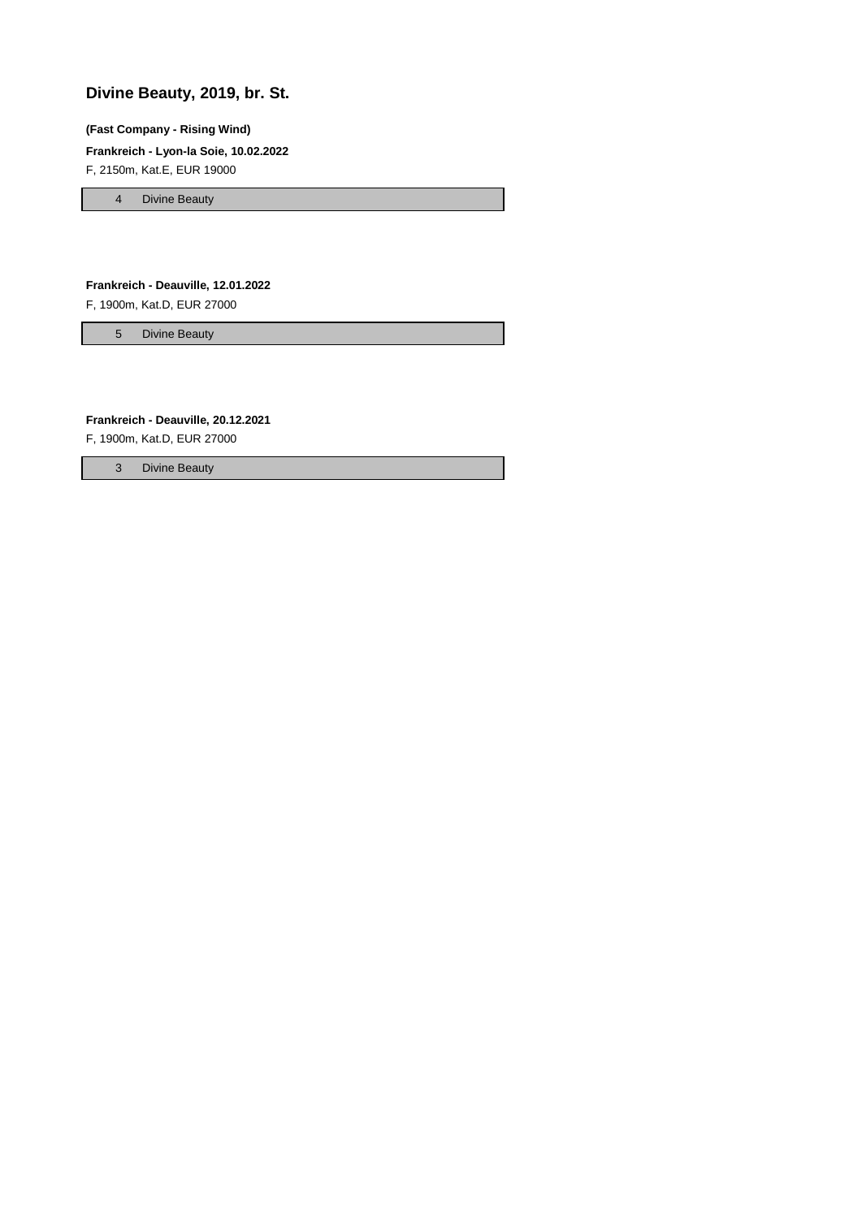## Divine Beauty, 2019, br. St.

**(Fast Company - Rising Wind)**

**Frankreich - Lyon-la Soie, 10.02.2022**

F, 2150m, Kat.E, EUR 19000

| 4 | Divine Beauty |
|---|---|

**Frankreich - Deauville, 12.01.2022**

F, 1900m, Kat.D, EUR 27000

| 5 | Divine Beauty |
|---|---|

**Frankreich - Deauville, 20.12.2021**

F, 1900m, Kat.D, EUR 27000

| 3 | Divine Beauty |
|---|---|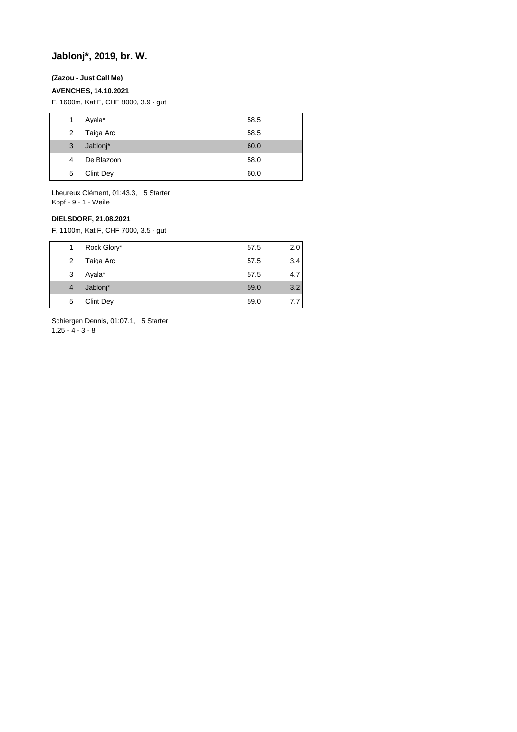## Jablonj*, 2019, br. W.

**(Zazou - Just Call Me)**

**AVENCHES, 14.10.2021**

F, 1600m, Kat.F, CHF 8000, 3.9 - gut

| | | | |
|---|---|---|---|
| 1 | Ayala* | 58.5 | |
| 2 | Taiga Arc | 58.5 | |
| 3 | Jablonj* | 60.0 | |
| 4 | De Blazoon | 58.0 | |
| 5 | Clint Dey | 60.0 | |

Lheureux Clément, 01:43.3, 5 Starter
Kopf - 9 - 1 - Weile

**DIELSDORF, 21.08.2021**

F, 1100m, Kat.F, CHF 7000, 3.5 - gut

| | | | |
|---|---|---|---|
| 1 | Rock Glory* | 57.5 | 2.0 |
| 2 | Taiga Arc | 57.5 | 3.4 |
| 3 | Ayala* | 57.5 | 4.7 |
| 4 | Jablonj* | 59.0 | 3.2 |
| 5 | Clint Dey | 59.0 | 7.7 |

Schiergen Dennis, 01:07.1, 5 Starter
1.25 - 4 - 3 - 8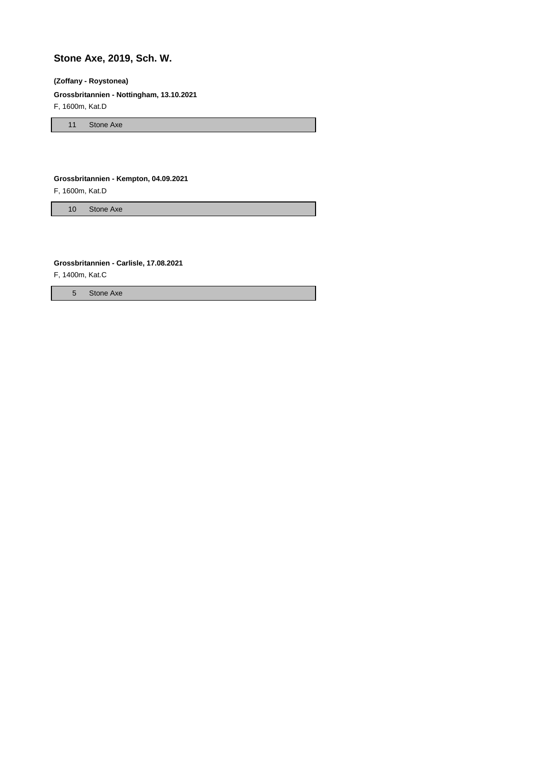## Stone Axe, 2019, Sch. W.

**(Zoffany - Roystonea)**

**Grossbritannien - Nottingham, 13.10.2021**

F, 1600m, Kat.D

| 11 | Stone Axe |
|---|---|

**Grossbritannien - Kempton, 04.09.2021**

F, 1600m, Kat.D

| 10 | Stone Axe |
|---|---|

**Grossbritannien - Carlisle, 17.08.2021**

F, 1400m, Kat.C

| 5 | Stone Axe |
|---|---|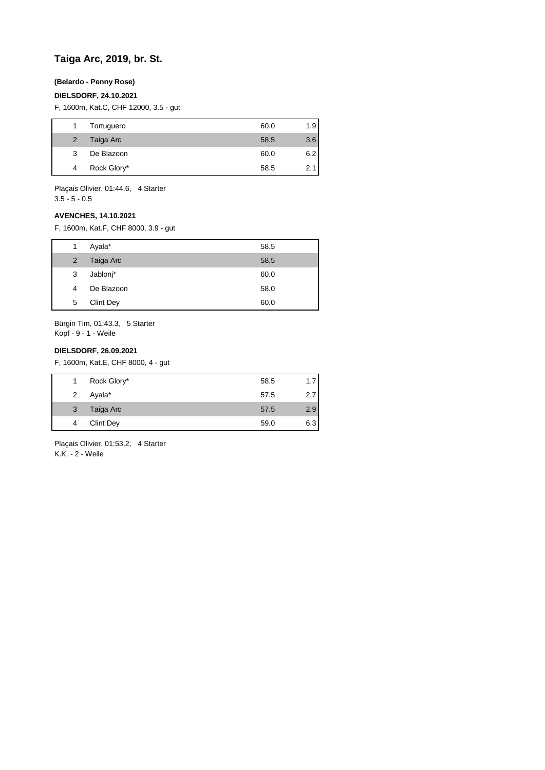## Taiga Arc, 2019, br. St.

**(Belardo - Penny Rose)**

**DIELSDORF, 24.10.2021**

F, 1600m, Kat.C, CHF 12000, 3.5 - gut

| | | | |
|---|---|---|---|
| 1 | Tortuguero | 60.0 | 1.9 |
| 2 | Taiga Arc | 58.5 | 3.6 |
| 3 | De Blazoon | 60.0 | 6.2 |
| 4 | Rock Glory* | 58.5 | 2.1 |

Plaçais Olivier, 01:44.6, 4 Starter
3.5 - 5 - 0.5

**AVENCHES, 14.10.2021**

F, 1600m, Kat.F, CHF 8000, 3.9 - gut

| | | |
|---|---|---|
| 1 | Ayala* | 58.5 |
| 2 | Taiga Arc | 58.5 |
| 3 | Jablonj* | 60.0 |
| 4 | De Blazoon | 58.0 |
| 5 | Clint Dey | 60.0 |

Bürgin Tim, 01:43.3, 5 Starter
Kopf - 9 - 1 - Weile

**DIELSDORF, 26.09.2021**

F, 1600m, Kat.E, CHF 8000, 4 - gut

| | | | |
|---|---|---|---|
| 1 | Rock Glory* | 58.5 | 1.7 |
| 2 | Ayala* | 57.5 | 2.7 |
| 3 | Taiga Arc | 57.5 | 2.9 |
| 4 | Clint Dey | 59.0 | 6.3 |

Plaçais Olivier, 01:53.2, 4 Starter
K.K. - 2 - Weile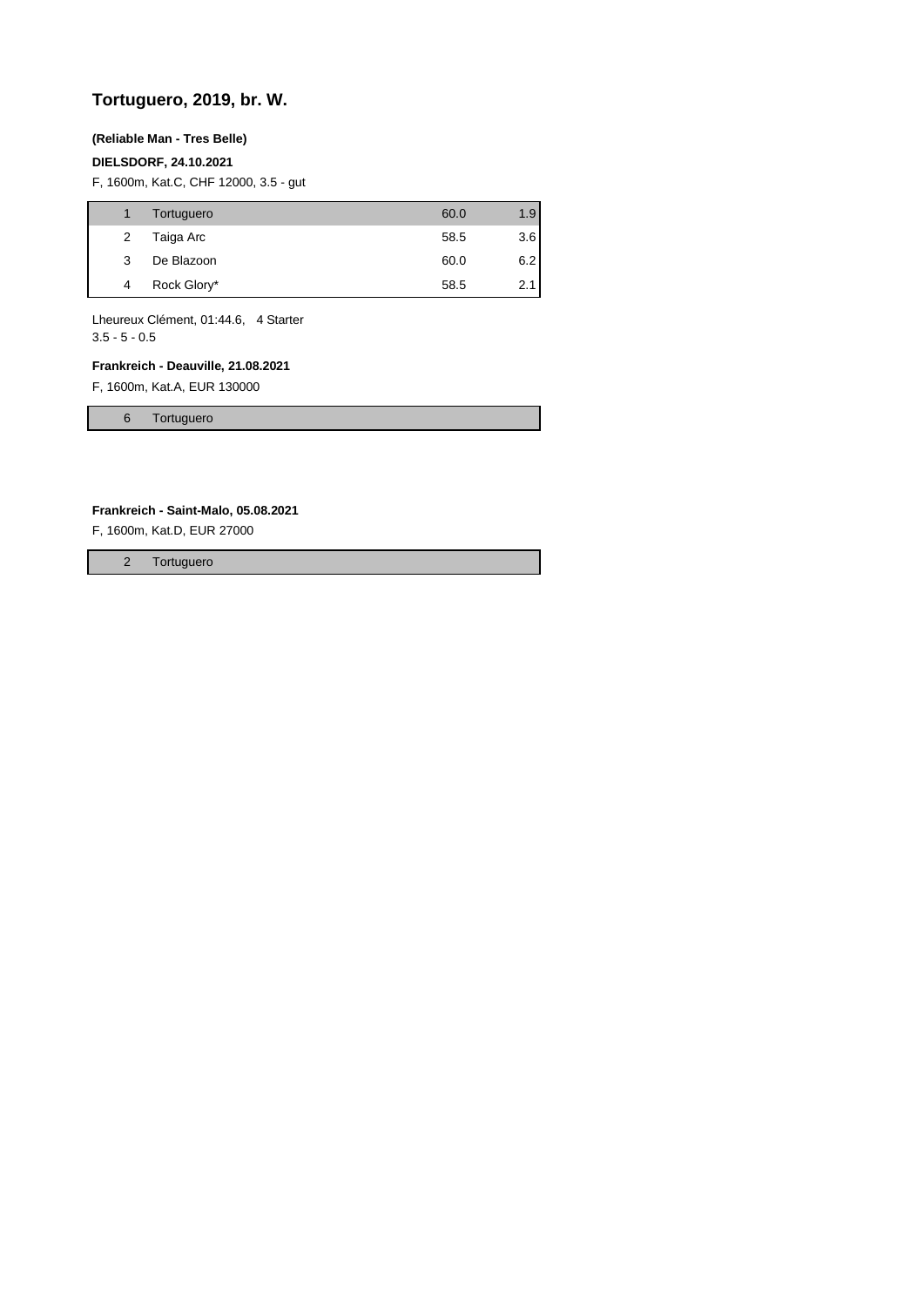## Tortuguero, 2019, br. W.

**(Reliable Man - Tres Belle)**

**DIELSDORF, 24.10.2021**

F, 1600m, Kat.C, CHF 12000, 3.5 - gut

| | | | |
|---|---|---|---|
| 1 | Tortuguero | 60.0 | 1.9 |
| 2 | Taiga Arc | 58.5 | 3.6 |
| 3 | De Blazoon | 60.0 | 6.2 |
| 4 | Rock Glory* | 58.5 | 2.1 |

Lheureux Clément, 01:44.6, 4 Starter
3.5 - 5 - 0.5

**Frankreich - Deauville, 21.08.2021**

F, 1600m, Kat.A, EUR 130000

| | |
|---|---|
| 6 | Tortuguero |

**Frankreich - Saint-Malo, 05.08.2021**

F, 1600m, Kat.D, EUR 27000

| | |
|---|---|
| 2 | Tortuguero |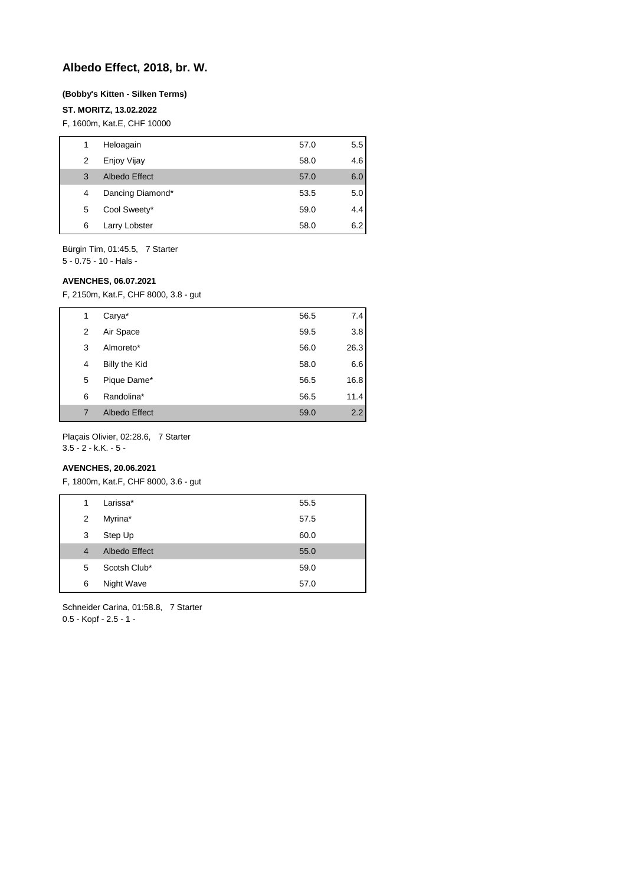## Albedo Effect, 2018, br. W.

**(Bobby's Kitten - Silken Terms)**

**ST. MORITZ, 13.02.2022**

F, 1600m, Kat.E, CHF 10000

| | | | |
|---|---|---|---|
| 1 | Heloagain | 57.0 | 5.5 |
| 2 | Enjoy Vijay | 58.0 | 4.6 |
| 3 | Albedo Effect | 57.0 | 6.0 |
| 4 | Dancing Diamond* | 53.5 | 5.0 |
| 5 | Cool Sweety* | 59.0 | 4.4 |
| 6 | Larry Lobster | 58.0 | 6.2 |

Bürgin Tim, 01:45.5, 7 Starter
5 - 0.75 - 10 - Hals -

**AVENCHES, 06.07.2021**

F, 2150m, Kat.F, CHF 8000, 3.8 - gut

| | | | |
|---|---|---|---|
| 1 | Carya* | 56.5 | 7.4 |
| 2 | Air Space | 59.5 | 3.8 |
| 3 | Almoreto* | 56.0 | 26.3 |
| 4 | Billy the Kid | 58.0 | 6.6 |
| 5 | Pique Dame* | 56.5 | 16.8 |
| 6 | Randolina* | 56.5 | 11.4 |
| 7 | Albedo Effect | 59.0 | 2.2 |

Plaçais Olivier, 02:28.6, 7 Starter
3.5 - 2 - k.K. - 5 -

**AVENCHES, 20.06.2021**

F, 1800m, Kat.F, CHF 8000, 3.6 - gut

| | | |
|---|---|---|
| 1 | Larissa* | 55.5 |
| 2 | Myrina* | 57.5 |
| 3 | Step Up | 60.0 |
| 4 | Albedo Effect | 55.0 |
| 5 | Scotsh Club* | 59.0 |
| 6 | Night Wave | 57.0 |

Schneider Carina, 01:58.8, 7 Starter
0.5 - Kopf - 2.5 - 1 -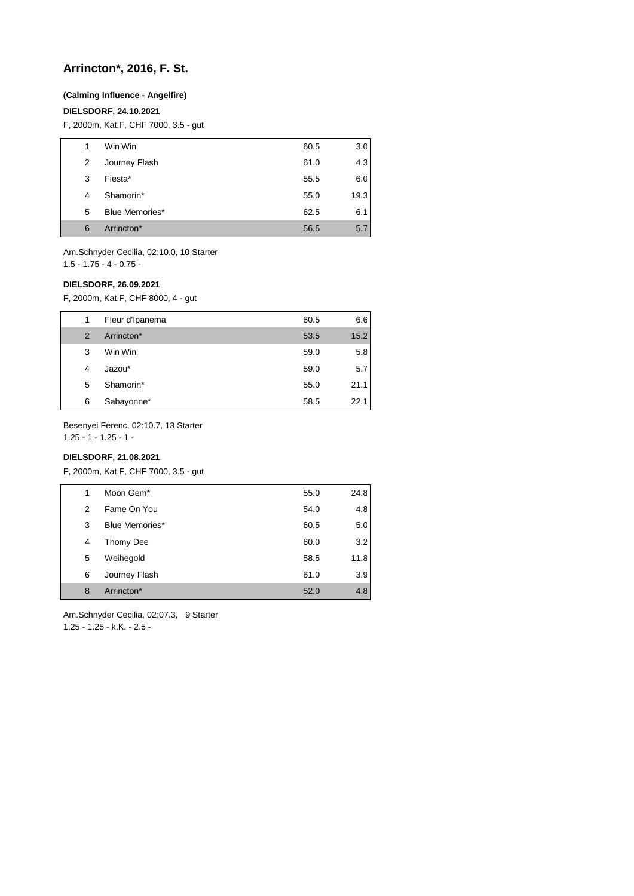# Arrincton*, 2016, F. St.

**(Calming Influence - Angelfire)**

**DIELSDORF, 24.10.2021**

F, 2000m, Kat.F, CHF 7000, 3.5 - gut

| | | | |
|---|---|---|---|
| 1 | Win Win | 60.5 | 3.0 |
| 2 | Journey Flash | 61.0 | 4.3 |
| 3 | Fiesta* | 55.5 | 6.0 |
| 4 | Shamorin* | 55.0 | 19.3 |
| 5 | Blue Memories* | 62.5 | 6.1 |
| 6 | Arrincton* | 56.5 | 5.7 |

Am.Schnyder Cecilia, 02:10.0, 10 Starter
1.5 - 1.75 - 4 - 0.75 -

**DIELSDORF, 26.09.2021**

F, 2000m, Kat.F, CHF 8000, 4 - gut

| | | | |
|---|---|---|---|
| 1 | Fleur d'Ipanema | 60.5 | 6.6 |
| 2 | Arrincton* | 53.5 | 15.2 |
| 3 | Win Win | 59.0 | 5.8 |
| 4 | Jazou* | 59.0 | 5.7 |
| 5 | Shamorin* | 55.0 | 21.1 |
| 6 | Sabayonne* | 58.5 | 22.1 |

Besenyei Ferenc, 02:10.7, 13 Starter
1.25 - 1 - 1.25 - 1 -

**DIELSDORF, 21.08.2021**

F, 2000m, Kat.F, CHF 7000, 3.5 - gut

| | | | |
|---|---|---|---|
| 1 | Moon Gem* | 55.0 | 24.8 |
| 2 | Fame On You | 54.0 | 4.8 |
| 3 | Blue Memories* | 60.5 | 5.0 |
| 4 | Thomy Dee | 60.0 | 3.2 |
| 5 | Weihegold | 58.5 | 11.8 |
| 6 | Journey Flash | 61.0 | 3.9 |
| 8 | Arrincton* | 52.0 | 4.8 |

Am.Schnyder Cecilia, 02:07.3, 9 Starter
1.25 - 1.25 - k.K. - 2.5 -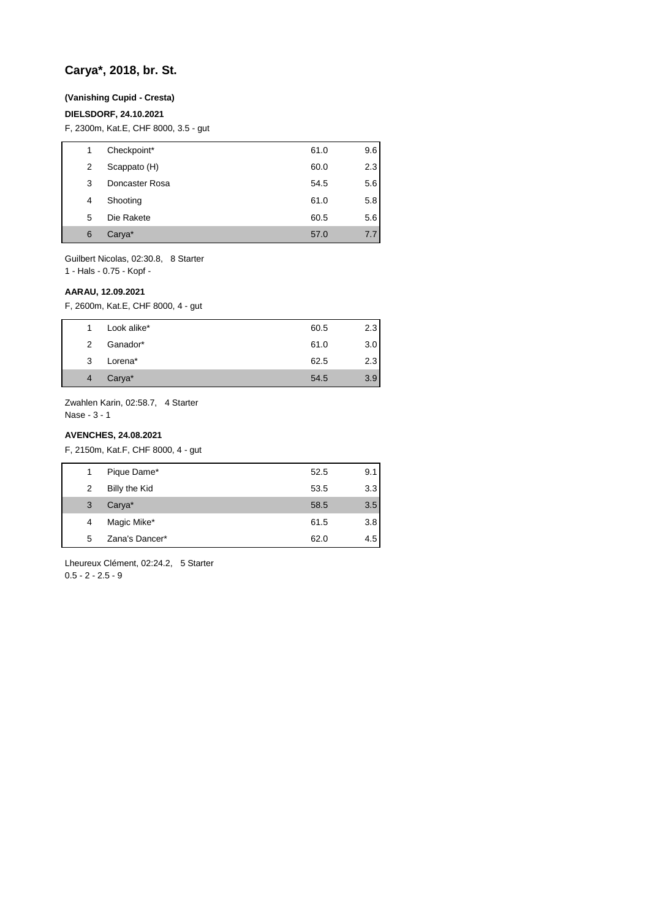## Carya*, 2018, br. St.

**(Vanishing Cupid - Cresta)**

**DIELSDORF, 24.10.2021**

F, 2300m, Kat.E, CHF 8000, 3.5 - gut

| | | | |
|---|---|---|---|
| 1 | Checkpoint* | 61.0 | 9.6 |
| 2 | Scappato (H) | 60.0 | 2.3 |
| 3 | Doncaster Rosa | 54.5 | 5.6 |
| 4 | Shooting | 61.0 | 5.8 |
| 5 | Die Rakete | 60.5 | 5.6 |
| 6 | Carya* | 57.0 | 7.7 |

Guilbert Nicolas, 02:30.8, 8 Starter
1 - Hals - 0.75 - Kopf -

**AARAU, 12.09.2021**

F, 2600m, Kat.E, CHF 8000, 4 - gut

| | | | |
|---|---|---|---|
| 1 | Look alike* | 60.5 | 2.3 |
| 2 | Ganador* | 61.0 | 3.0 |
| 3 | Lorena* | 62.5 | 2.3 |
| 4 | Carya* | 54.5 | 3.9 |

Zwahlen Karin, 02:58.7, 4 Starter
Nase - 3 - 1

**AVENCHES, 24.08.2021**

F, 2150m, Kat.F, CHF 8000, 4 - gut

| | | | |
|---|---|---|---|
| 1 | Pique Dame* | 52.5 | 9.1 |
| 2 | Billy the Kid | 53.5 | 3.3 |
| 3 | Carya* | 58.5 | 3.5 |
| 4 | Magic Mike* | 61.5 | 3.8 |
| 5 | Zana's Dancer* | 62.0 | 4.5 |

Lheureux Clément, 02:24.2, 5 Starter
0.5 - 2 - 2.5 - 9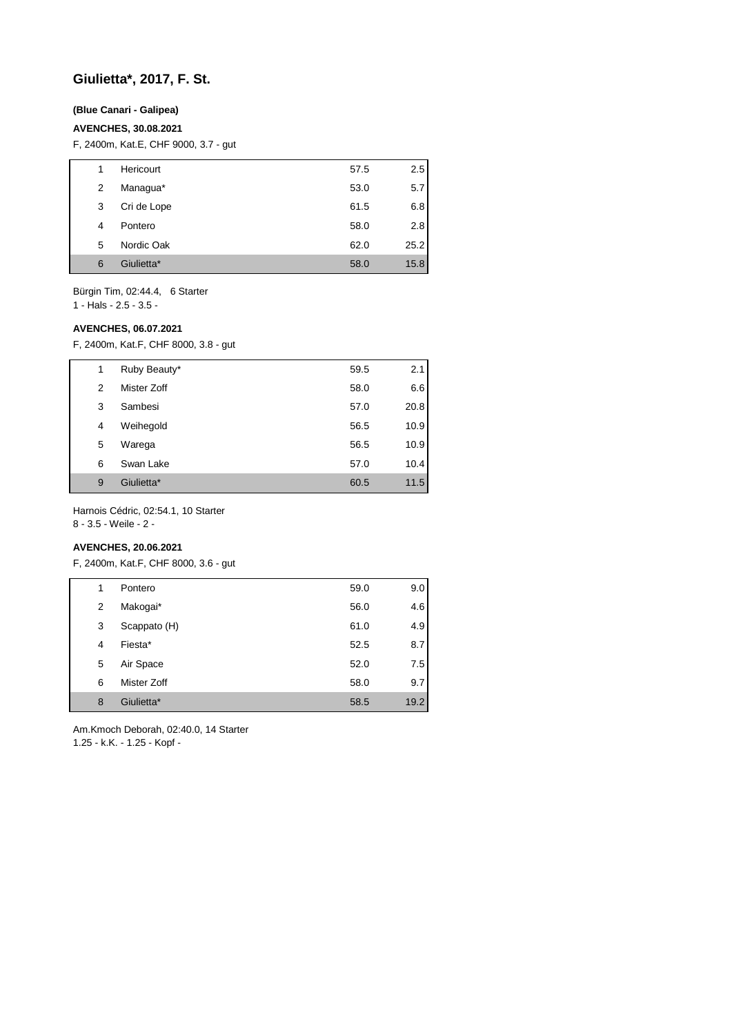## Giulietta*, 2017, F. St.

**(Blue Canari - Galipea)**

**AVENCHES, 30.08.2021**

F, 2400m, Kat.E, CHF 9000, 3.7 - gut

| | | | |
|---|---|---|---|
| 1 | Hericourt | 57.5 | 2.5 |
| 2 | Managua* | 53.0 | 5.7 |
| 3 | Cri de Lope | 61.5 | 6.8 |
| 4 | Pontero | 58.0 | 2.8 |
| 5 | Nordic Oak | 62.0 | 25.2 |
| 6 | Giulietta* | 58.0 | 15.8 |

Bürgin Tim, 02:44.4, 6 Starter
1 - Hals - 2.5 - 3.5 -

**AVENCHES, 06.07.2021**

F, 2400m, Kat.F, CHF 8000, 3.8 - gut

| | | | |
|---|---|---|---|
| 1 | Ruby Beauty* | 59.5 | 2.1 |
| 2 | Mister Zoff | 58.0 | 6.6 |
| 3 | Sambesi | 57.0 | 20.8 |
| 4 | Weihegold | 56.5 | 10.9 |
| 5 | Warega | 56.5 | 10.9 |
| 6 | Swan Lake | 57.0 | 10.4 |
| 9 | Giulietta* | 60.5 | 11.5 |

Harnois Cédric, 02:54.1, 10 Starter
8 - 3.5 - Weile - 2 -

**AVENCHES, 20.06.2021**

F, 2400m, Kat.F, CHF 8000, 3.6 - gut

| | | | |
|---|---|---|---|
| 1 | Pontero | 59.0 | 9.0 |
| 2 | Makogai* | 56.0 | 4.6 |
| 3 | Scappato (H) | 61.0 | 4.9 |
| 4 | Fiesta* | 52.5 | 8.7 |
| 5 | Air Space | 52.0 | 7.5 |
| 6 | Mister Zoff | 58.0 | 9.7 |
| 8 | Giulietta* | 58.5 | 19.2 |

Am.Kmoch Deborah, 02:40.0, 14 Starter
1.25 - k.K. - 1.25 - Kopf -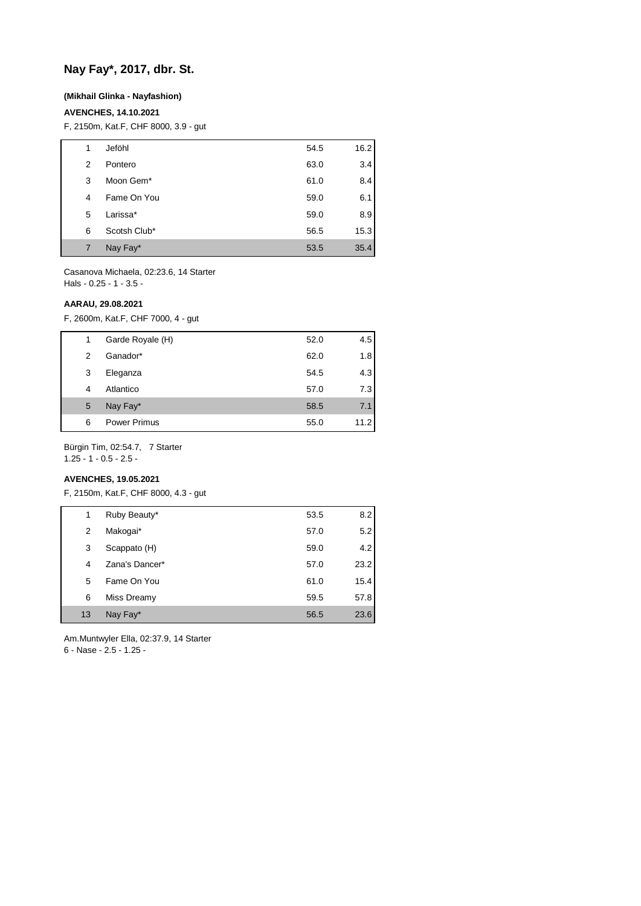## Nay Fay*, 2017, dbr. St.

**(Mikhail Glinka - Nayfashion)**

**AVENCHES, 14.10.2021**

F, 2150m, Kat.F, CHF 8000, 3.9 - gut

| | | | |
|---|---|---|---|
| 1 | Jeföhl | 54.5 | 16.2 |
| 2 | Pontero | 63.0 | 3.4 |
| 3 | Moon Gem* | 61.0 | 8.4 |
| 4 | Fame On You | 59.0 | 6.1 |
| 5 | Larissa* | 59.0 | 8.9 |
| 6 | Scotsh Club* | 56.5 | 15.3 |
| 7 | Nay Fay* | 53.5 | 35.4 |

Casanova Michaela, 02:23.6, 14 Starter
Hals - 0.25 - 1 - 3.5 -

**AARAU, 29.08.2021**

F, 2600m, Kat.F, CHF 7000, 4 - gut

| | | | |
|---|---|---|---|
| 1 | Garde Royale (H) | 52.0 | 4.5 |
| 2 | Ganador* | 62.0 | 1.8 |
| 3 | Eleganza | 54.5 | 4.3 |
| 4 | Atlantico | 57.0 | 7.3 |
| 5 | Nay Fay* | 58.5 | 7.1 |
| 6 | Power Primus | 55.0 | 11.2 |

Bürgin Tim, 02:54.7, 7 Starter
1.25 - 1 - 0.5 - 2.5 -

**AVENCHES, 19.05.2021**

F, 2150m, Kat.F, CHF 8000, 4.3 - gut

| | | | |
|---|---|---|---|
| 1 | Ruby Beauty* | 53.5 | 8.2 |
| 2 | Makogai* | 57.0 | 5.2 |
| 3 | Scappato (H) | 59.0 | 4.2 |
| 4 | Zana's Dancer* | 57.0 | 23.2 |
| 5 | Fame On You | 61.0 | 15.4 |
| 6 | Miss Dreamy | 59.5 | 57.8 |
| 13 | Nay Fay* | 56.5 | 23.6 |

Am.Muntwyler Ella, 02:37.9, 14 Starter
6 - Nase - 2.5 - 1.25 -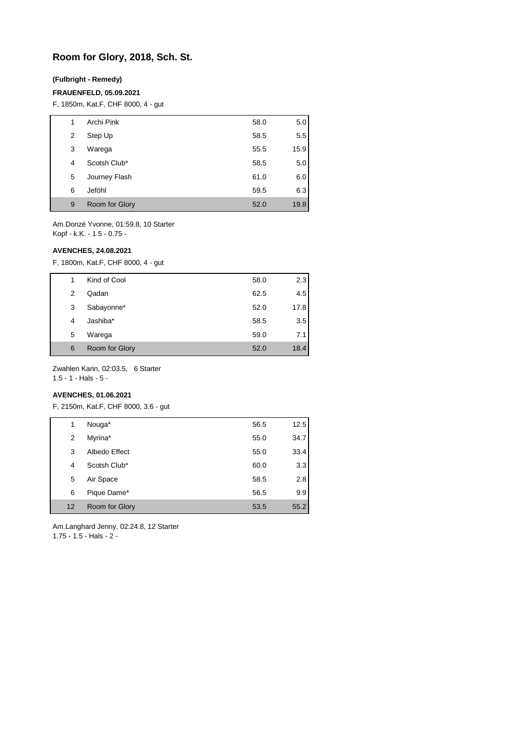# Room for Glory, 2018, Sch. St.

**(Fulbright - Remedy)**

**FRAUENFELD, 05.09.2021**

F, 1850m, Kat.F, CHF 8000, 4 - gut

| | | | |
|---|---|---|---|
| 1 | Archi Pink | 58.0 | 5.0 |
| 2 | Step Up | 58.5 | 5.5 |
| 3 | Warega | 55.5 | 15.9 |
| 4 | Scotsh Club* | 58.5 | 5.0 |
| 5 | Journey Flash | 61.0 | 6.0 |
| 6 | Jeföhl | 59.5 | 6.3 |
| 9 | Room for Glory | 52.0 | 19.8 |

Am.Donzé Yvonne, 01:59.8, 10 Starter
Kopf - k.K. - 1.5 - 0.75 -

**AVENCHES, 24.08.2021**

F, 1800m, Kat.F, CHF 8000, 4 - gut

| | | | |
|---|---|---|---|
| 1 | Kind of Cool | 58.0 | 2.3 |
| 2 | Qadan | 62.5 | 4.5 |
| 3 | Sabayonne* | 52.0 | 17.8 |
| 4 | Jashiba* | 58.5 | 3.5 |
| 5 | Warega | 59.0 | 7.1 |
| 6 | Room for Glory | 52.0 | 18.4 |

Zwahlen Karin, 02:03.5, 6 Starter
1.5 - 1 - Hals - 5 -

**AVENCHES, 01.06.2021**

F, 2150m, Kat.F, CHF 8000, 3.6 - gut

| | | | |
|---|---|---|---|
| 1 | Nouga* | 56.5 | 12.5 |
| 2 | Myrina* | 55.0 | 34.7 |
| 3 | Albedo Effect | 55.0 | 33.4 |
| 4 | Scotsh Club* | 60.0 | 3.3 |
| 5 | Air Space | 58.5 | 2.8 |
| 6 | Pique Dame* | 56.5 | 9.9 |
| 12 | Room for Glory | 53.5 | 55.2 |

Am.Langhard Jenny, 02:24.8, 12 Starter
1.75 - 1.5 - Hals - 2 -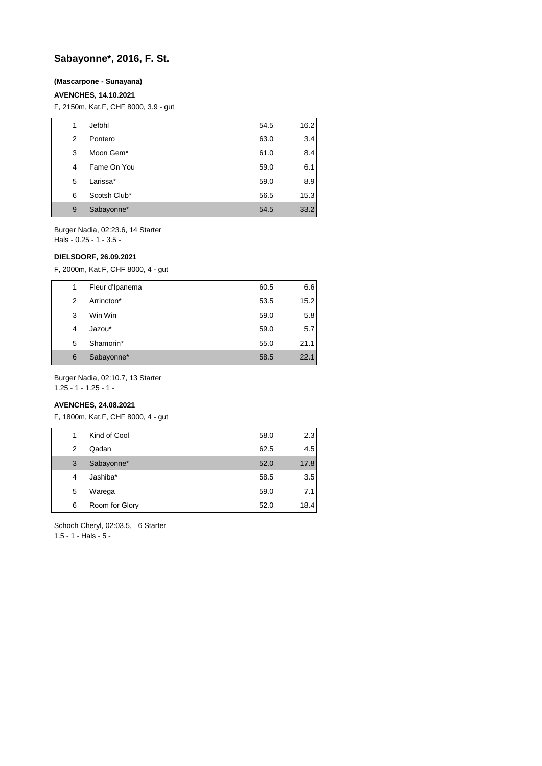## Sabayonne*, 2016, F. St.

**(Mascarpone - Sunayana)**

**AVENCHES, 14.10.2021**

F, 2150m, Kat.F, CHF 8000, 3.9 - gut

| | | | |
|---|---|---|---|
| 1 | Jeföhl | 54.5 | 16.2 |
| 2 | Pontero | 63.0 | 3.4 |
| 3 | Moon Gem* | 61.0 | 8.4 |
| 4 | Fame On You | 59.0 | 6.1 |
| 5 | Larissa* | 59.0 | 8.9 |
| 6 | Scotsh Club* | 56.5 | 15.3 |
| 9 | Sabayonne* | 54.5 | 33.2 |

Burger Nadia, 02:23.6, 14 Starter
Hals - 0.25 - 1 - 3.5 -

**DIELSDORF, 26.09.2021**

F, 2000m, Kat.F, CHF 8000, 4 - gut

| | | | |
|---|---|---|---|
| 1 | Fleur d'Ipanema | 60.5 | 6.6 |
| 2 | Arrincton* | 53.5 | 15.2 |
| 3 | Win Win | 59.0 | 5.8 |
| 4 | Jazou* | 59.0 | 5.7 |
| 5 | Shamorin* | 55.0 | 21.1 |
| 6 | Sabayonne* | 58.5 | 22.1 |

Burger Nadia, 02:10.7, 13 Starter
1.25 - 1 - 1.25 - 1 -

**AVENCHES, 24.08.2021**

F, 1800m, Kat.F, CHF 8000, 4 - gut

| | | | |
|---|---|---|---|
| 1 | Kind of Cool | 58.0 | 2.3 |
| 2 | Qadan | 62.5 | 4.5 |
| 3 | Sabayonne* | 52.0 | 17.8 |
| 4 | Jashiba* | 58.5 | 3.5 |
| 5 | Warega | 59.0 | 7.1 |
| 6 | Room for Glory | 52.0 | 18.4 |

Schoch Cheryl, 02:03.5, 6 Starter
1.5 - 1 - Hals - 5 -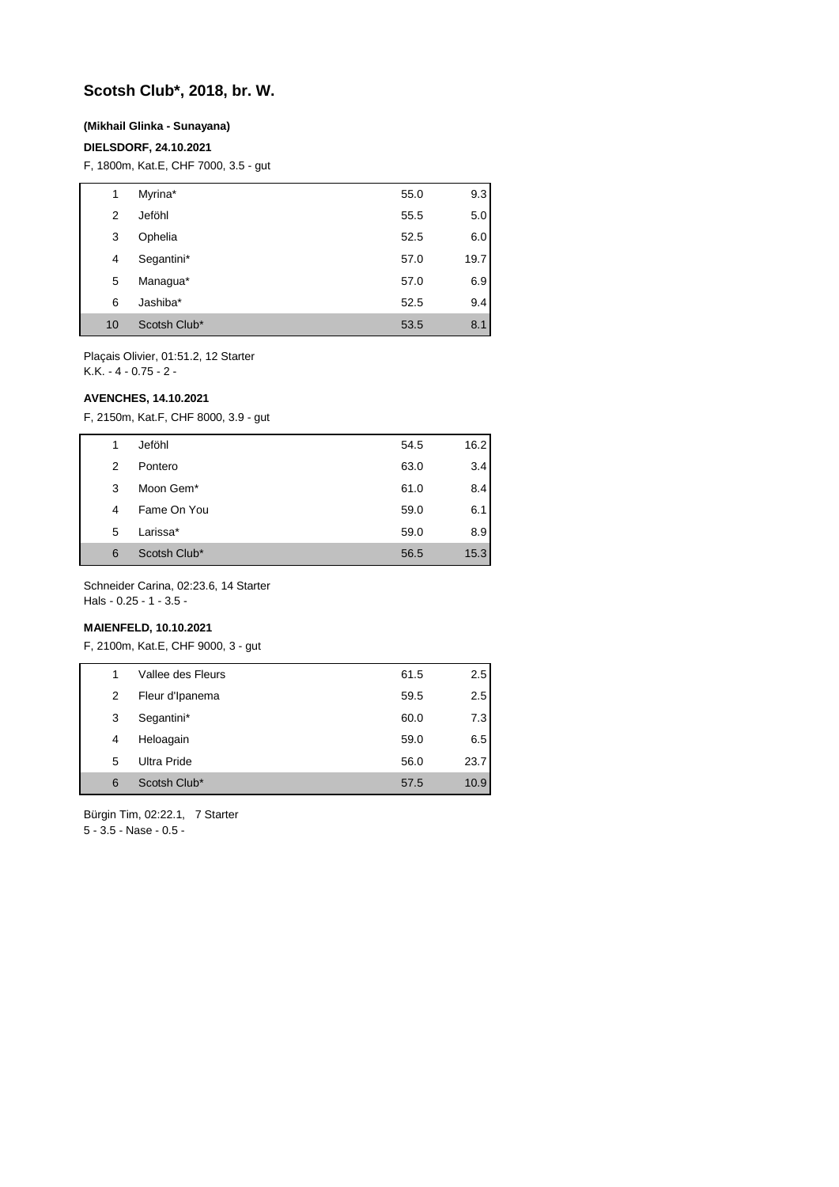# Scotsh Club*, 2018, br. W.

**(Mikhail Glinka - Sunayana)**

**DIELSDORF, 24.10.2021**

F, 1800m, Kat.E, CHF 7000, 3.5 - gut

| | | | |
|---|---|---|---|
| 1 | Myrina* | 55.0 | 9.3 |
| 2 | Jeföhl | 55.5 | 5.0 |
| 3 | Ophelia | 52.5 | 6.0 |
| 4 | Segantini* | 57.0 | 19.7 |
| 5 | Managua* | 57.0 | 6.9 |
| 6 | Jashiba* | 52.5 | 9.4 |
| 10 | Scotsh Club* | 53.5 | 8.1 |

Plaçais Olivier, 01:51.2, 12 Starter
K.K. - 4 - 0.75 - 2 -

**AVENCHES, 14.10.2021**

F, 2150m, Kat.F, CHF 8000, 3.9 - gut

| | | | |
|---|---|---|---|
| 1 | Jeföhl | 54.5 | 16.2 |
| 2 | Pontero | 63.0 | 3.4 |
| 3 | Moon Gem* | 61.0 | 8.4 |
| 4 | Fame On You | 59.0 | 6.1 |
| 5 | Larissa* | 59.0 | 8.9 |
| 6 | Scotsh Club* | 56.5 | 15.3 |

Schneider Carina, 02:23.6, 14 Starter
Hals - 0.25 - 1 - 3.5 -

**MAIENFELD, 10.10.2021**

F, 2100m, Kat.E, CHF 9000, 3 - gut

| | | | |
|---|---|---|---|
| 1 | Vallee des Fleurs | 61.5 | 2.5 |
| 2 | Fleur d'Ipanema | 59.5 | 2.5 |
| 3 | Segantini* | 60.0 | 7.3 |
| 4 | Heloagain | 59.0 | 6.5 |
| 5 | Ultra Pride | 56.0 | 23.7 |
| 6 | Scotsh Club* | 57.5 | 10.9 |

Bürgin Tim, 02:22.1, 7 Starter
5 - 3.5 - Nase - 0.5 -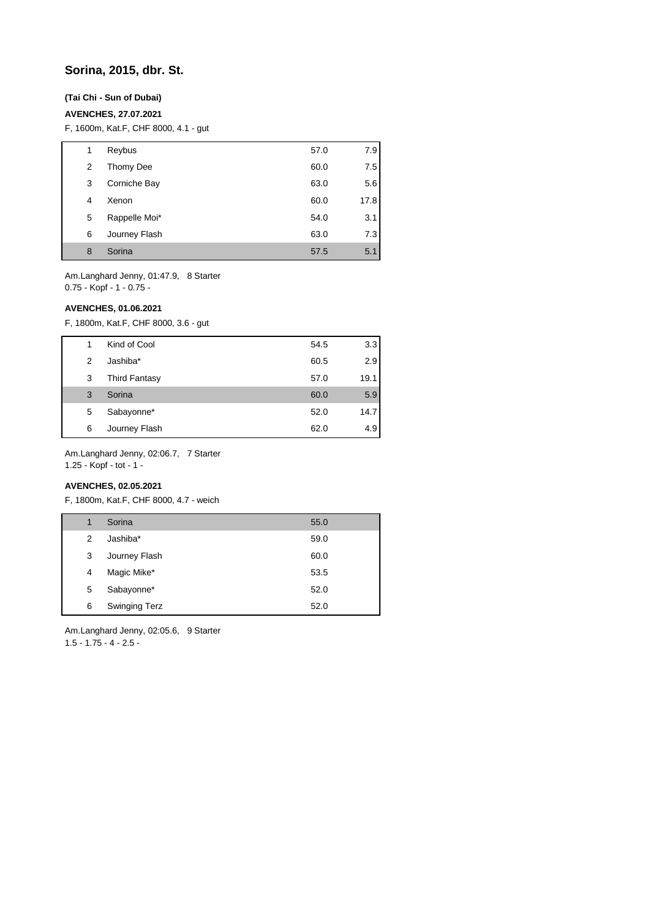## Sorina, 2015, dbr. St.

**(Tai Chi - Sun of Dubai)**

**AVENCHES, 27.07.2021**

F, 1600m, Kat.F, CHF 8000, 4.1 - gut

| | | | |
|---|---|---|---|
| 1 | Reybus | 57.0 | 7.9 |
| 2 | Thomy Dee | 60.0 | 7.5 |
| 3 | Corniche Bay | 63.0 | 5.6 |
| 4 | Xenon | 60.0 | 17.8 |
| 5 | Rappelle Moi* | 54.0 | 3.1 |
| 6 | Journey Flash | 63.0 | 7.3 |
| 8 | Sorina | 57.5 | 5.1 |

Am.Langhard Jenny, 01:47.9, 8 Starter
0.75 - Kopf - 1 - 0.75 -

**AVENCHES, 01.06.2021**

F, 1800m, Kat.F, CHF 8000, 3.6 - gut

| | | | |
|---|---|---|---|
| 1 | Kind of Cool | 54.5 | 3.3 |
| 2 | Jashiba* | 60.5 | 2.9 |
| 3 | Third Fantasy | 57.0 | 19.1 |
| 3 | Sorina | 60.0 | 5.9 |
| 5 | Sabayonne* | 52.0 | 14.7 |
| 6 | Journey Flash | 62.0 | 4.9 |

Am.Langhard Jenny, 02:06.7, 7 Starter
1.25 - Kopf - tot - 1 -

**AVENCHES, 02.05.2021**

F, 1800m, Kat.F, CHF 8000, 4.7 - weich

| | | | |
|---|---|---|---|
| 1 | Sorina | 55.0 | |
| 2 | Jashiba* | 59.0 | |
| 3 | Journey Flash | 60.0 | |
| 4 | Magic Mike* | 53.5 | |
| 5 | Sabayonne* | 52.0 | |
| 6 | Swinging Terz | 52.0 | |

Am.Langhard Jenny, 02:05.6, 9 Starter
1.5 - 1.75 - 4 - 2.5 -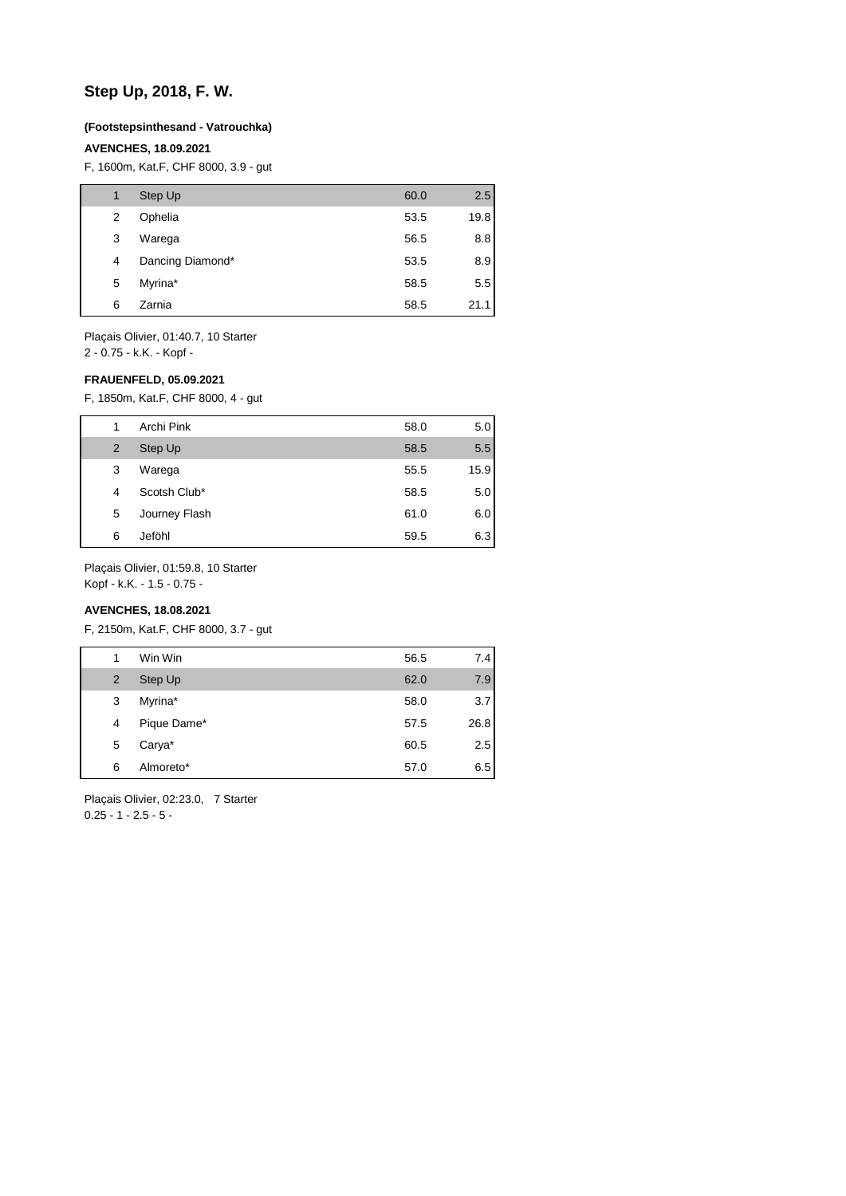# Step Up, 2018, F. W.

**(Footstepsinthesand - Vatrouchka)**

**AVENCHES, 18.09.2021**

F, 1600m, Kat.F, CHF 8000, 3.9 - gut

| | | | |
|---|---|---|---|
| 1 | Step Up | 60.0 | 2.5 |
| 2 | Ophelia | 53.5 | 19.8 |
| 3 | Warega | 56.5 | 8.8 |
| 4 | Dancing Diamond* | 53.5 | 8.9 |
| 5 | Myrina* | 58.5 | 5.5 |
| 6 | Zarnia | 58.5 | 21.1 |

Plaçais Olivier, 01:40.7, 10 Starter
2 - 0.75 - k.K. - Kopf -

**FRAUENFELD, 05.09.2021**

F, 1850m, Kat.F, CHF 8000, 4 - gut

| | | | |
|---|---|---|---|
| 1 | Archi Pink | 58.0 | 5.0 |
| 2 | Step Up | 58.5 | 5.5 |
| 3 | Warega | 55.5 | 15.9 |
| 4 | Scotsh Club* | 58.5 | 5.0 |
| 5 | Journey Flash | 61.0 | 6.0 |
| 6 | Jeföhl | 59.5 | 6.3 |

Plaçais Olivier, 01:59.8, 10 Starter
Kopf - k.K. - 1.5 - 0.75 -

**AVENCHES, 18.08.2021**

F, 2150m, Kat.F, CHF 8000, 3.7 - gut

| | | | |
|---|---|---|---|
| 1 | Win Win | 56.5 | 7.4 |
| 2 | Step Up | 62.0 | 7.9 |
| 3 | Myrina* | 58.0 | 3.7 |
| 4 | Pique Dame* | 57.5 | 26.8 |
| 5 | Carya* | 60.5 | 2.5 |
| 6 | Almoreto* | 57.0 | 6.5 |

Plaçais Olivier, 02:23.0, 7 Starter
0.25 - 1 - 2.5 - 5 -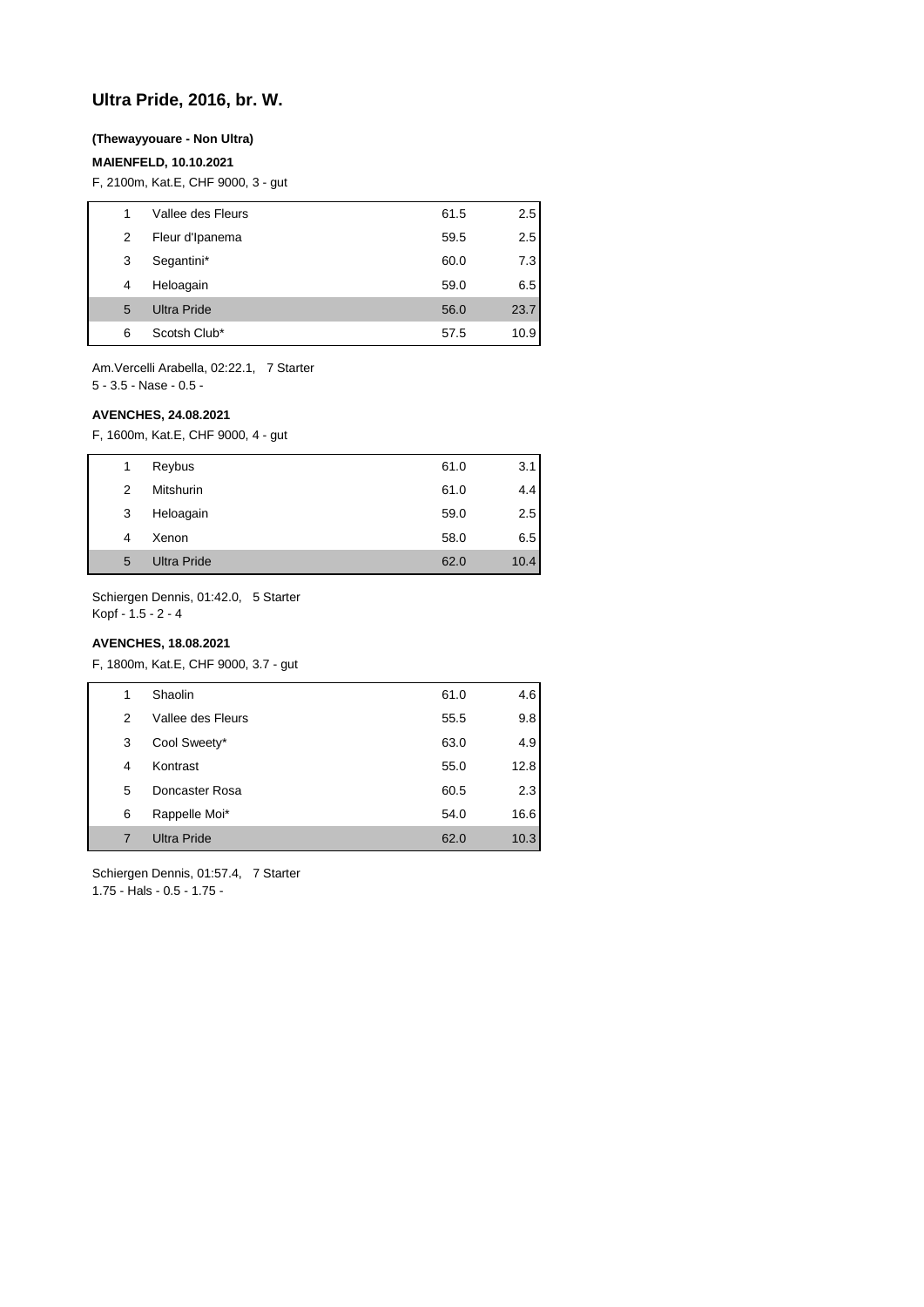## Ultra Pride, 2016, br. W.

**(Thewayyouare - Non Ultra)**

**MAIENFELD, 10.10.2021**

F, 2100m, Kat.E, CHF 9000, 3 - gut

| | | | |
|---|---|---|---|
| 1 | Vallee des Fleurs | 61.5 | 2.5 |
| 2 | Fleur d'Ipanema | 59.5 | 2.5 |
| 3 | Segantini* | 60.0 | 7.3 |
| 4 | Heloagain | 59.0 | 6.5 |
| 5 | Ultra Pride | 56.0 | 23.7 |
| 6 | Scotsh Club* | 57.5 | 10.9 |

Am.Vercelli Arabella, 02:22.1, 7 Starter
5 - 3.5 - Nase - 0.5 -

**AVENCHES, 24.08.2021**

F, 1600m, Kat.E, CHF 9000, 4 - gut

| | | | |
|---|---|---|---|
| 1 | Reybus | 61.0 | 3.1 |
| 2 | Mitshurin | 61.0 | 4.4 |
| 3 | Heloagain | 59.0 | 2.5 |
| 4 | Xenon | 58.0 | 6.5 |
| 5 | Ultra Pride | 62.0 | 10.4 |

Schiergen Dennis, 01:42.0, 5 Starter
Kopf - 1.5 - 2 - 4

**AVENCHES, 18.08.2021**

F, 1800m, Kat.E, CHF 9000, 3.7 - gut

| | | | |
|---|---|---|---|
| 1 | Shaolin | 61.0 | 4.6 |
| 2 | Vallee des Fleurs | 55.5 | 9.8 |
| 3 | Cool Sweety* | 63.0 | 4.9 |
| 4 | Kontrast | 55.0 | 12.8 |
| 5 | Doncaster Rosa | 60.5 | 2.3 |
| 6 | Rappelle Moi* | 54.0 | 16.6 |
| 7 | Ultra Pride | 62.0 | 10.3 |

Schiergen Dennis, 01:57.4, 7 Starter
1.75 - Hals - 0.5 - 1.75 -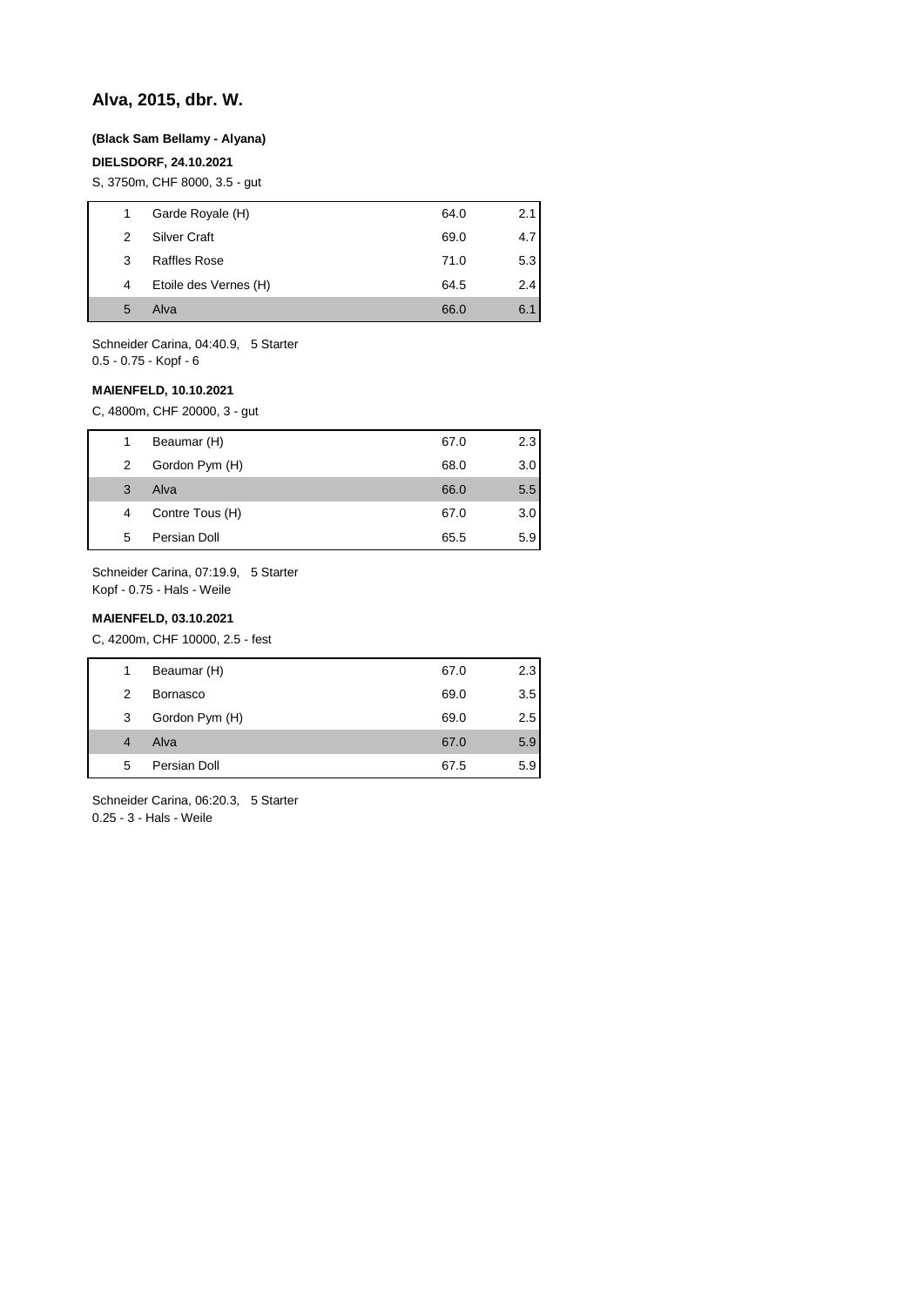## Alva, 2015, dbr. W.

**(Black Sam Bellamy - Alyana)**

**DIELSDORF, 24.10.2021**

S, 3750m, CHF 8000, 3.5 - gut

| | | | |
|---|---|---|---|
| 1 | Garde Royale (H) | 64.0 | 2.1 |
| 2 | Silver Craft | 69.0 | 4.7 |
| 3 | Raffles Rose | 71.0 | 5.3 |
| 4 | Etoile des Vernes (H) | 64.5 | 2.4 |
| 5 | Alva | 66.0 | 6.1 |

Schneider Carina, 04:40.9, 5 Starter
0.5 - 0.75 - Kopf - 6

**MAIENFELD, 10.10.2021**

C, 4800m, CHF 20000, 3 - gut

| | | | |
|---|---|---|---|
| 1 | Beaumar (H) | 67.0 | 2.3 |
| 2 | Gordon Pym (H) | 68.0 | 3.0 |
| 3 | Alva | 66.0 | 5.5 |
| 4 | Contre Tous (H) | 67.0 | 3.0 |
| 5 | Persian Doll | 65.5 | 5.9 |

Schneider Carina, 07:19.9, 5 Starter
Kopf - 0.75 - Hals - Weile

**MAIENFELD, 03.10.2021**

C, 4200m, CHF 10000, 2.5 - fest

| | | | |
|---|---|---|---|
| 1 | Beaumar (H) | 67.0 | 2.3 |
| 2 | Bornasco | 69.0 | 3.5 |
| 3 | Gordon Pym (H) | 69.0 | 2.5 |
| 4 | Alva | 67.0 | 5.9 |
| 5 | Persian Doll | 67.5 | 5.9 |

Schneider Carina, 06:20.3, 5 Starter
0.25 - 3 - Hals - Weile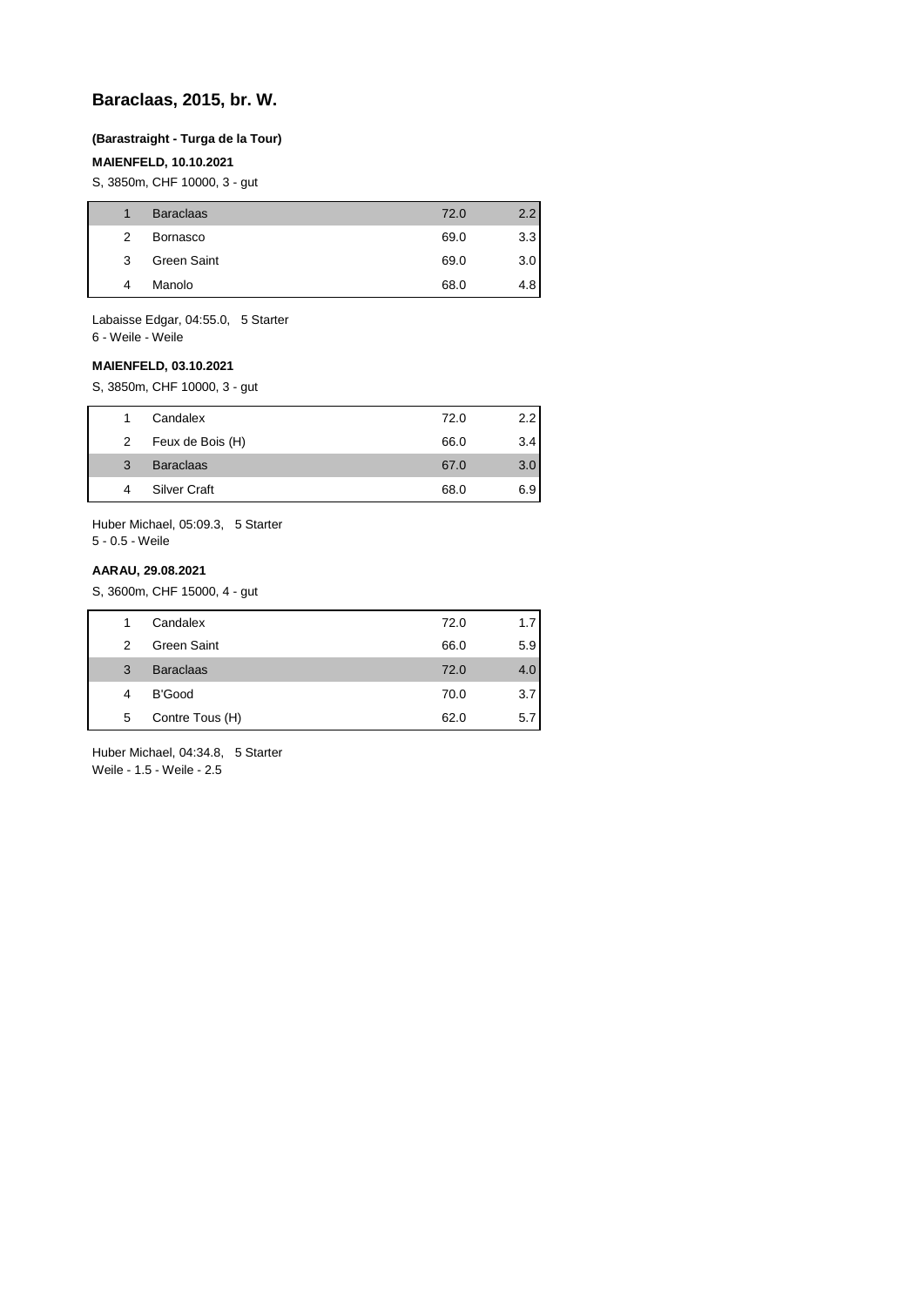## Baraclaas, 2015, br. W.

**(Barastraight - Turga de la Tour)**

**MAIENFELD, 10.10.2021**

S, 3850m, CHF 10000, 3 - gut

| | | | |
|---|---|---|---|
| 1 | Baraclaas | 72.0 | 2.2 |
| 2 | Bornasco | 69.0 | 3.3 |
| 3 | Green Saint | 69.0 | 3.0 |
| 4 | Manolo | 68.0 | 4.8 |

Labaisse Edgar, 04:55.0, 5 Starter
6 - Weile - Weile

**MAIENFELD, 03.10.2021**

S, 3850m, CHF 10000, 3 - gut

| | | | |
|---|---|---|---|
| 1 | Candalex | 72.0 | 2.2 |
| 2 | Feux de Bois (H) | 66.0 | 3.4 |
| 3 | Baraclaas | 67.0 | 3.0 |
| 4 | Silver Craft | 68.0 | 6.9 |

Huber Michael, 05:09.3, 5 Starter
5 - 0.5 - Weile

**AARAU, 29.08.2021**

S, 3600m, CHF 15000, 4 - gut

| | | | |
|---|---|---|---|
| 1 | Candalex | 72.0 | 1.7 |
| 2 | Green Saint | 66.0 | 5.9 |
| 3 | Baraclaas | 72.0 | 4.0 |
| 4 | B'Good | 70.0 | 3.7 |
| 5 | Contre Tous (H) | 62.0 | 5.7 |

Huber Michael, 04:34.8, 5 Starter
Weile - 1.5 - Weile - 2.5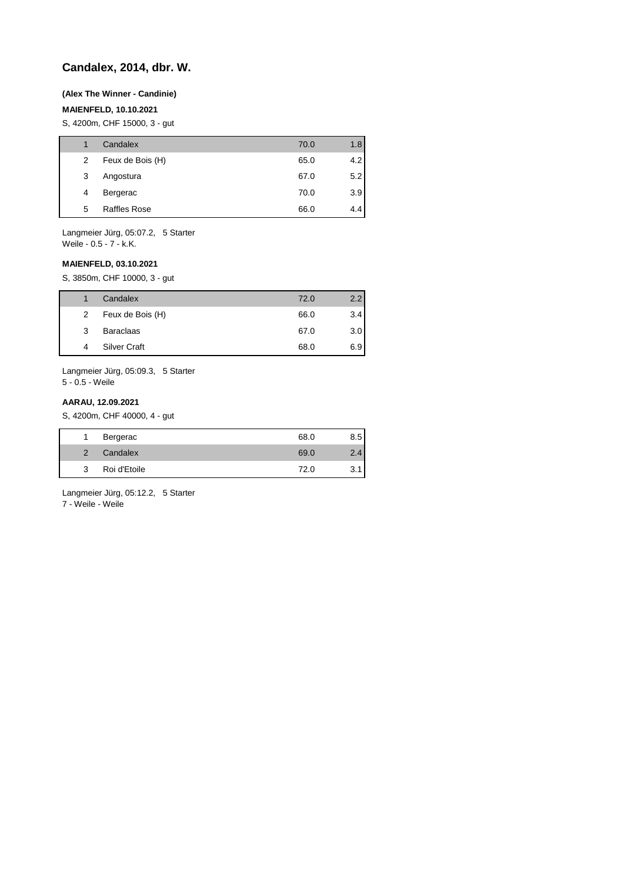## Candalex, 2014, dbr. W.

**(Alex The Winner - Candinie)**

**MAIENFELD, 10.10.2021**

S, 4200m, CHF 15000, 3 - gut

| | | | |
|---|---|---|---|
| 1 | Candalex | 70.0 | 1.8 |
| 2 | Feux de Bois (H) | 65.0 | 4.2 |
| 3 | Angostura | 67.0 | 5.2 |
| 4 | Bergerac | 70.0 | 3.9 |
| 5 | Raffles Rose | 66.0 | 4.4 |

Langmeier Jürg, 05:07.2, 5 Starter
Weile - 0.5 - 7 - k.K.

**MAIENFELD, 03.10.2021**

S, 3850m, CHF 10000, 3 - gut

| | | | |
|---|---|---|---|
| 1 | Candalex | 72.0 | 2.2 |
| 2 | Feux de Bois (H) | 66.0 | 3.4 |
| 3 | Baraclaas | 67.0 | 3.0 |
| 4 | Silver Craft | 68.0 | 6.9 |

Langmeier Jürg, 05:09.3, 5 Starter
5 - 0.5 - Weile

**AARAU, 12.09.2021**

S, 4200m, CHF 40000, 4 - gut

| | | | |
|---|---|---|---|
| 1 | Bergerac | 68.0 | 8.5 |
| 2 | Candalex | 69.0 | 2.4 |
| 3 | Roi d'Etoile | 72.0 | 3.1 |

Langmeier Jürg, 05:12.2, 5 Starter
7 - Weile - Weile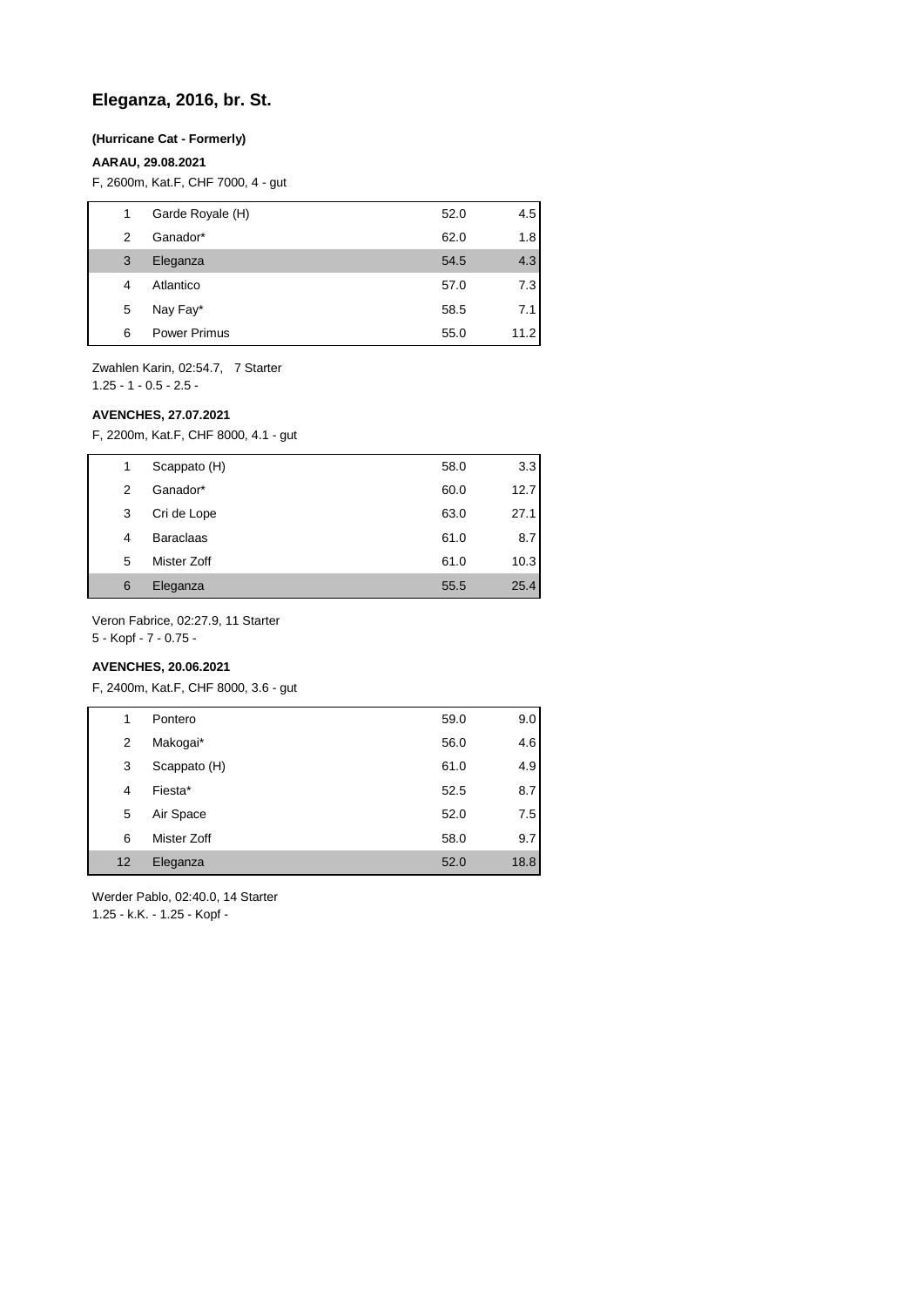## Eleganza, 2016, br. St.

**(Hurricane Cat - Formerly)**

**AARAU, 29.08.2021**

F, 2600m, Kat.F, CHF 7000, 4 - gut

| | | | |
|---|---|---|---|
| 1 | Garde Royale (H) | 52.0 | 4.5 |
| 2 | Ganador* | 62.0 | 1.8 |
| 3 | Eleganza | 54.5 | 4.3 |
| 4 | Atlantico | 57.0 | 7.3 |
| 5 | Nay Fay* | 58.5 | 7.1 |
| 6 | Power Primus | 55.0 | 11.2 |

Zwahlen Karin, 02:54.7, 7 Starter
1.25 - 1 - 0.5 - 2.5 -

**AVENCHES, 27.07.2021**

F, 2200m, Kat.F, CHF 8000, 4.1 - gut

| | | | |
|---|---|---|---|
| 1 | Scappato (H) | 58.0 | 3.3 |
| 2 | Ganador* | 60.0 | 12.7 |
| 3 | Cri de Lope | 63.0 | 27.1 |
| 4 | Baraclaas | 61.0 | 8.7 |
| 5 | Mister Zoff | 61.0 | 10.3 |
| 6 | Eleganza | 55.5 | 25.4 |

Veron Fabrice, 02:27.9, 11 Starter
5 - Kopf - 7 - 0.75 -

**AVENCHES, 20.06.2021**

F, 2400m, Kat.F, CHF 8000, 3.6 - gut

| | | | |
|---|---|---|---|
| 1 | Pontero | 59.0 | 9.0 |
| 2 | Makogai* | 56.0 | 4.6 |
| 3 | Scappato (H) | 61.0 | 4.9 |
| 4 | Fiesta* | 52.5 | 8.7 |
| 5 | Air Space | 52.0 | 7.5 |
| 6 | Mister Zoff | 58.0 | 9.7 |
| 12 | Eleganza | 52.0 | 18.8 |

Werder Pablo, 02:40.0, 14 Starter
1.25 - k.K. - 1.25 - Kopf -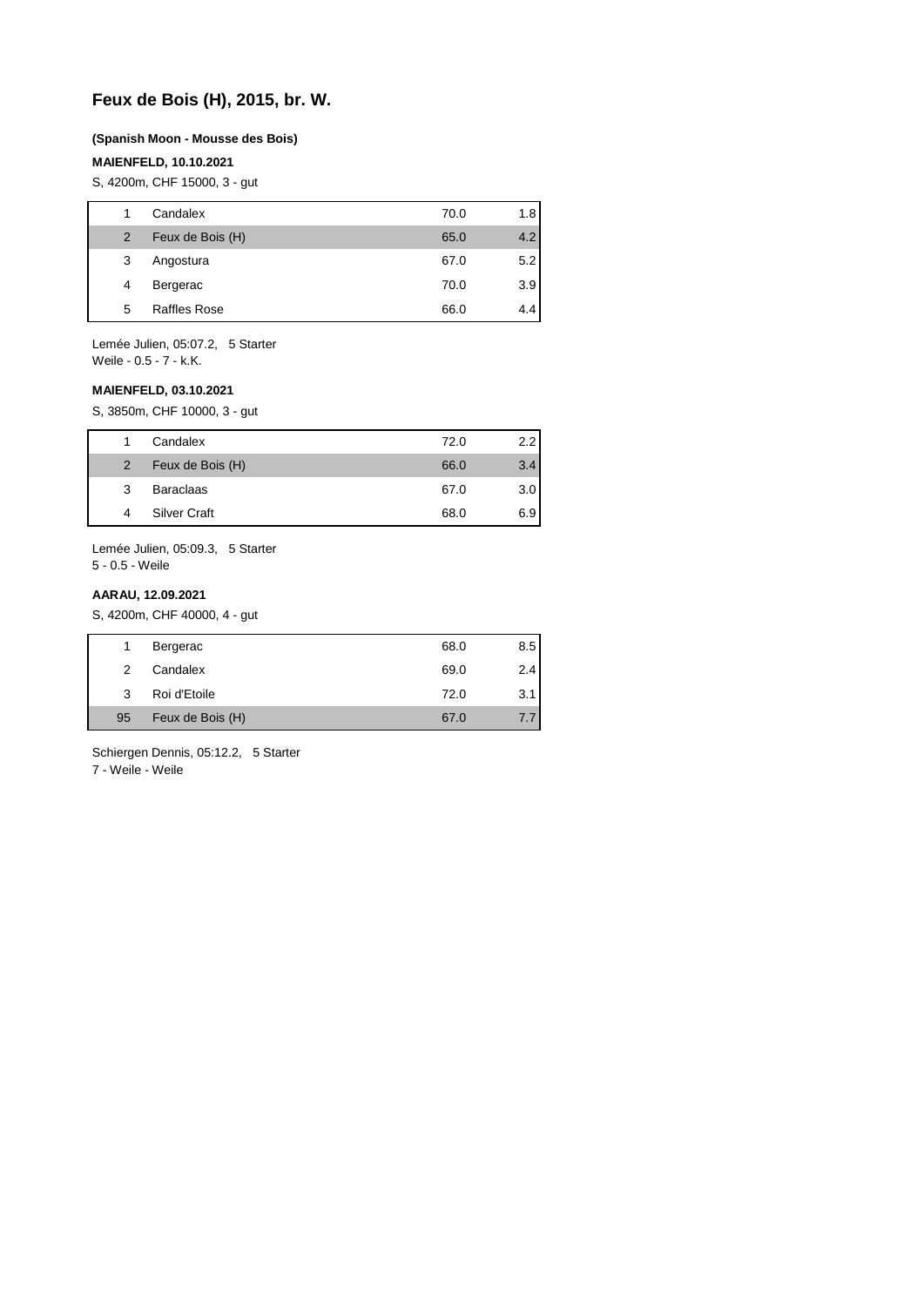# Feux de Bois (H), 2015, br. W.

**(Spanish Moon - Mousse des Bois)**

**MAIENFELD, 10.10.2021**

S, 4200m, CHF 15000, 3 - gut

| | | | |
|---|---|---|---|
| 1 | Candalex | 70.0 | 1.8 |
| 2 | Feux de Bois (H) | 65.0 | 4.2 |
| 3 | Angostura | 67.0 | 5.2 |
| 4 | Bergerac | 70.0 | 3.9 |
| 5 | Raffles Rose | 66.0 | 4.4 |

Lemée Julien, 05:07.2, 5 Starter
Weile - 0.5 - 7 - k.K.

**MAIENFELD, 03.10.2021**

S, 3850m, CHF 10000, 3 - gut

| | | | |
|---|---|---|---|
| 1 | Candalex | 72.0 | 2.2 |
| 2 | Feux de Bois (H) | 66.0 | 3.4 |
| 3 | Baraclaas | 67.0 | 3.0 |
| 4 | Silver Craft | 68.0 | 6.9 |

Lemée Julien, 05:09.3, 5 Starter
5 - 0.5 - Weile

**AARAU, 12.09.2021**

S, 4200m, CHF 40000, 4 - gut

| | | | |
|---|---|---|---|
| 1 | Bergerac | 68.0 | 8.5 |
| 2 | Candalex | 69.0 | 2.4 |
| 3 | Roi d'Etoile | 72.0 | 3.1 |
| 95 | Feux de Bois (H) | 67.0 | 7.7 |

Schiergen Dennis, 05:12.2, 5 Starter
7 - Weile - Weile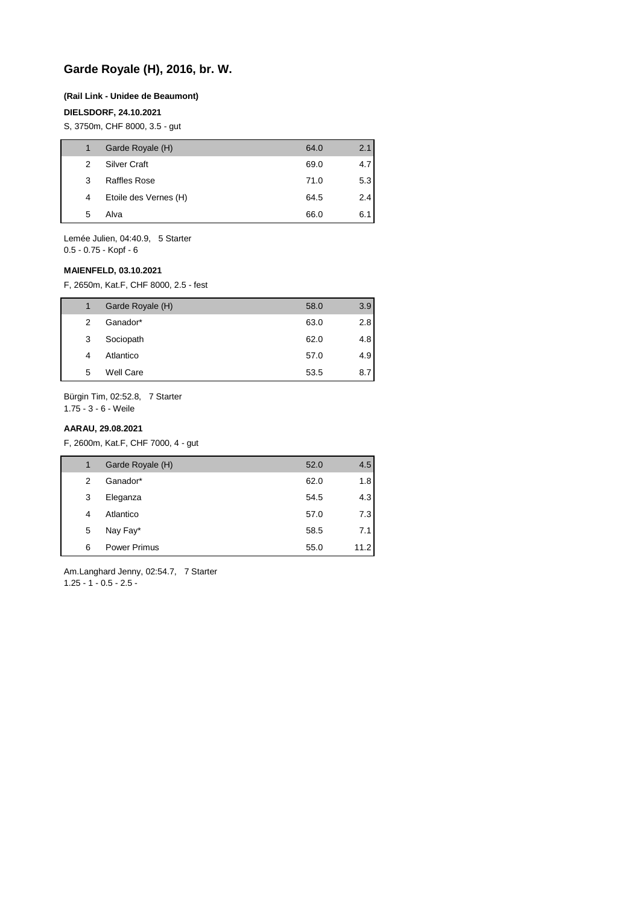## Garde Royale (H), 2016, br. W.

**(Rail Link - Unidee de Beaumont)**

**DIELSDORF, 24.10.2021**

S, 3750m, CHF 8000, 3.5 - gut

| | | | |
|---|---|---|---|
| 1 | Garde Royale (H) | 64.0 | 2.1 |
| 2 | Silver Craft | 69.0 | 4.7 |
| 3 | Raffles Rose | 71.0 | 5.3 |
| 4 | Etoile des Vernes (H) | 64.5 | 2.4 |
| 5 | Alva | 66.0 | 6.1 |

Lemée Julien, 04:40.9, 5 Starter
0.5 - 0.75 - Kopf - 6

**MAIENFELD, 03.10.2021**

F, 2650m, Kat.F, CHF 8000, 2.5 - fest

| | | | |
|---|---|---|---|
| 1 | Garde Royale (H) | 58.0 | 3.9 |
| 2 | Ganador* | 63.0 | 2.8 |
| 3 | Sociopath | 62.0 | 4.8 |
| 4 | Atlantico | 57.0 | 4.9 |
| 5 | Well Care | 53.5 | 8.7 |

Bürgin Tim, 02:52.8, 7 Starter
1.75 - 3 - 6 - Weile

**AARAU, 29.08.2021**

F, 2600m, Kat.F, CHF 7000, 4 - gut

| | | | |
|---|---|---|---|
| 1 | Garde Royale (H) | 52.0 | 4.5 |
| 2 | Ganador* | 62.0 | 1.8 |
| 3 | Eleganza | 54.5 | 4.3 |
| 4 | Atlantico | 57.0 | 7.3 |
| 5 | Nay Fay* | 58.5 | 7.1 |
| 6 | Power Primus | 55.0 | 11.2 |

Am.Langhard Jenny, 02:54.7, 7 Starter
1.25 - 1 - 0.5 - 2.5 -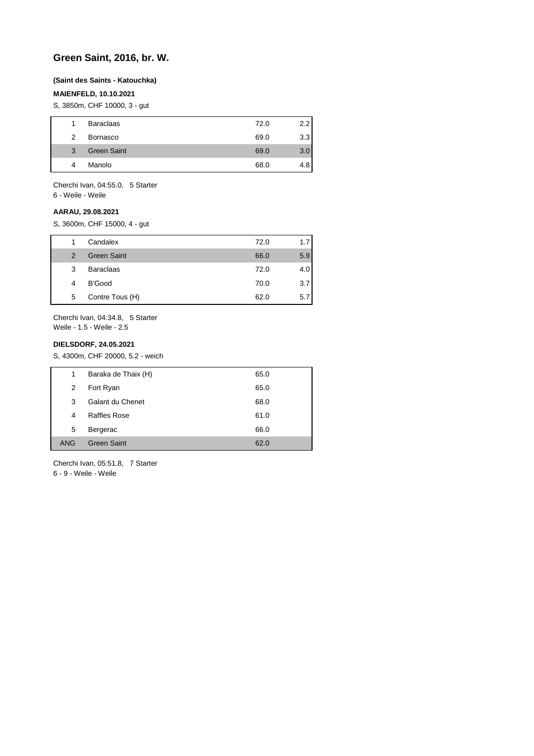## Green Saint, 2016, br. W.

**(Saint des Saints - Katouchka)**

**MAIENFELD, 10.10.2021**

S, 3850m, CHF 10000, 3 - gut

| | | | |
|---|---|---|---|
| 1 | Baraclaas | 72.0 | 2.2 |
| 2 | Bornasco | 69.0 | 3.3 |
| 3 | Green Saint | 69.0 | 3.0 |
| 4 | Manolo | 68.0 | 4.8 |

Cherchi Ivan, 04:55.0, 5 Starter
6 - Weile - Weile

**AARAU, 29.08.2021**

S, 3600m, CHF 15000, 4 - gut

| | | | |
|---|---|---|---|
| 1 | Candalex | 72.0 | 1.7 |
| 2 | Green Saint | 66.0 | 5.9 |
| 3 | Baraclaas | 72.0 | 4.0 |
| 4 | B'Good | 70.0 | 3.7 |
| 5 | Contre Tous (H) | 62.0 | 5.7 |

Cherchi Ivan, 04:34.8, 5 Starter
Weile - 1.5 - Weile - 2.5

**DIELSDORF, 24.05.2021**

S, 4300m, CHF 20000, 5.2 - weich

| | | | |
|---|---|---|---|
| 1 | Baraka de Thaix (H) | 65.0 | |
| 2 | Fort Ryan | 65.0 | |
| 3 | Galant du Chenet | 68.0 | |
| 4 | Raffles Rose | 61.0 | |
| 5 | Bergerac | 66.0 | |
| ANG | Green Saint | 62.0 | |

Cherchi Ivan, 05:51.8, 7 Starter
6 - 9 - Weile - Weile